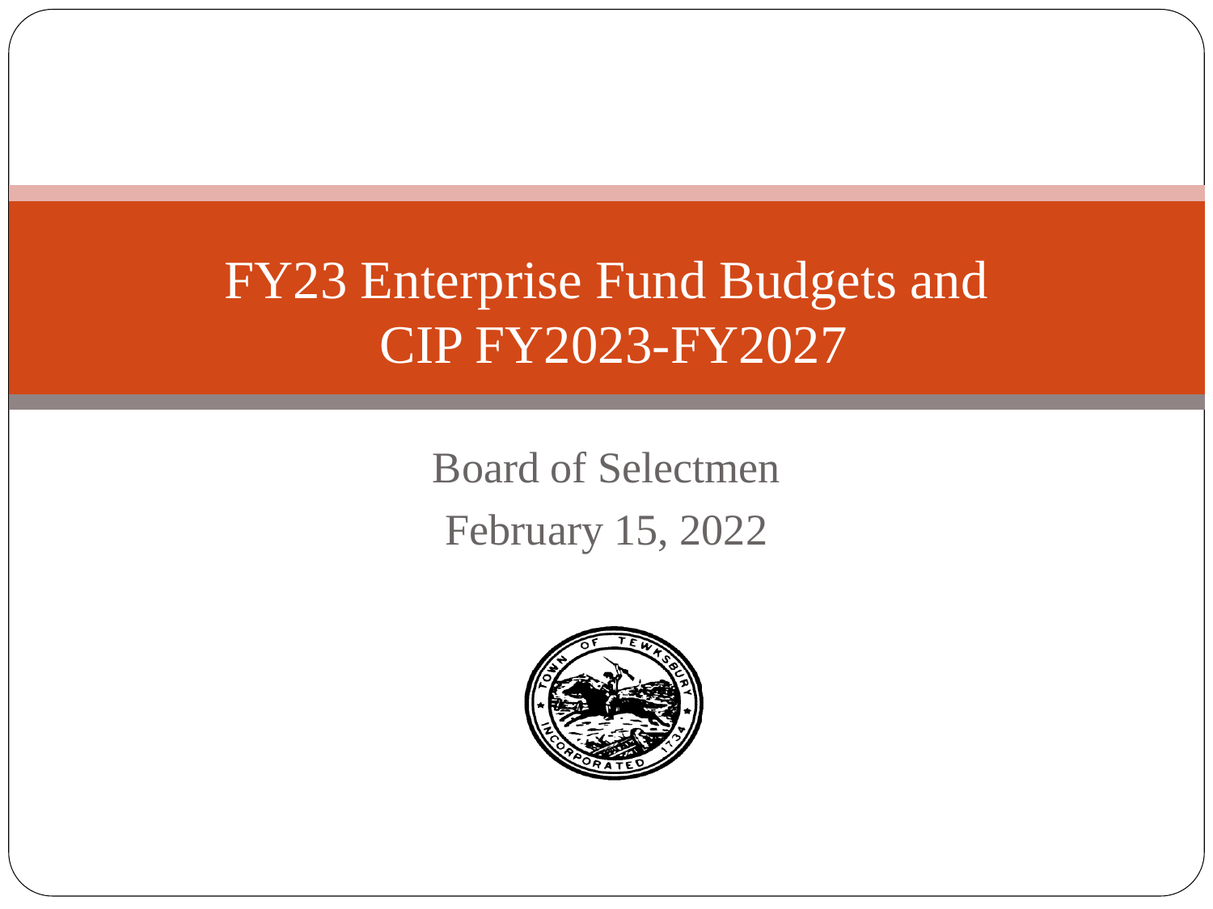# FY23 Enterprise Fund Budgets and CIP FY2023-FY2027

Board of Selectmen

February 15, 2022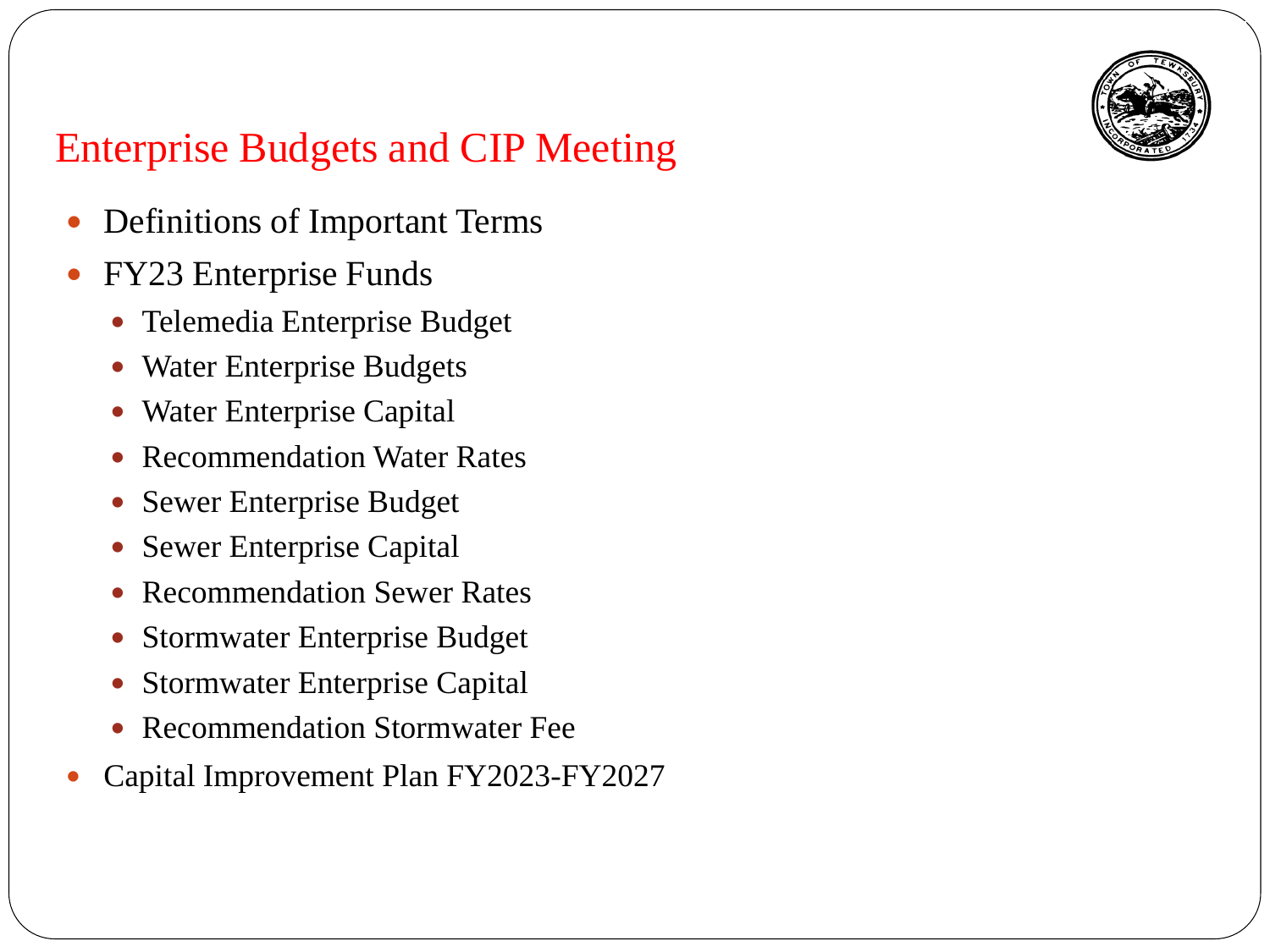# Enterprise Budgets and CIP Meeting

- Definitions of Important Terms
- FY23 Enterprise Funds
  - Telemedia Enterprise Budget
  - Water Enterprise Budgets
  - Water Enterprise Capital
  - Recommendation Water Rates
  - Sewer Enterprise Budget
  - Sewer Enterprise Capital
  - Recommendation Sewer Rates
  - Stormwater Enterprise Budget
  - Stormwater Enterprise Capital
  - Recommendation Stormwater Fee
- Capital Improvement Plan FY2023-FY2027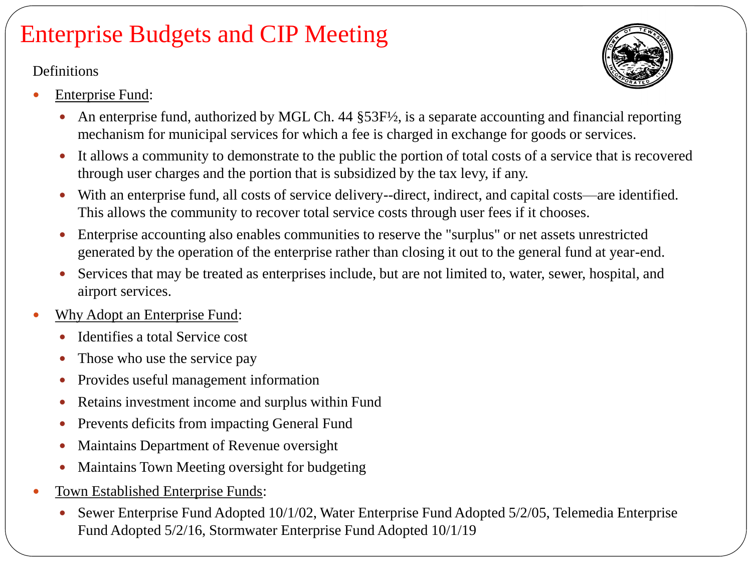# Enterprise Budgets and CIP Meeting

Definitions

- <u>Enterprise Fund</u>:
  - An enterprise fund, authorized by MGL Ch. 44 §53F½, is a separate accounting and financial reporting mechanism for municipal services for which a fee is charged in exchange for goods or services.
  - It allows a community to demonstrate to the public the portion of total costs of a service that is recovered through user charges and the portion that is subsidized by the tax levy, if any.
  - With an enterprise fund, all costs of service delivery--direct, indirect, and capital costs—are identified. This allows the community to recover total service costs through user fees if it chooses.
  - Enterprise accounting also enables communities to reserve the "surplus" or net assets unrestricted generated by the operation of the enterprise rather than closing it out to the general fund at year-end.
  - Services that may be treated as enterprises include, but are not limited to, water, sewer, hospital, and airport services.
- <u>Why Adopt an Enterprise Fund</u>:
  - Identifies a total Service cost
  - Those who use the service pay
  - Provides useful management information
  - Retains investment income and surplus within Fund
  - Prevents deficits from impacting General Fund
  - Maintains Department of Revenue oversight
  - Maintains Town Meeting oversight for budgeting
- <u>Town Established Enterprise Funds</u>:
  - Sewer Enterprise Fund Adopted 10/1/02, Water Enterprise Fund Adopted 5/2/05, Telemedia Enterprise Fund Adopted 5/2/16, Stormwater Enterprise Fund Adopted 10/1/19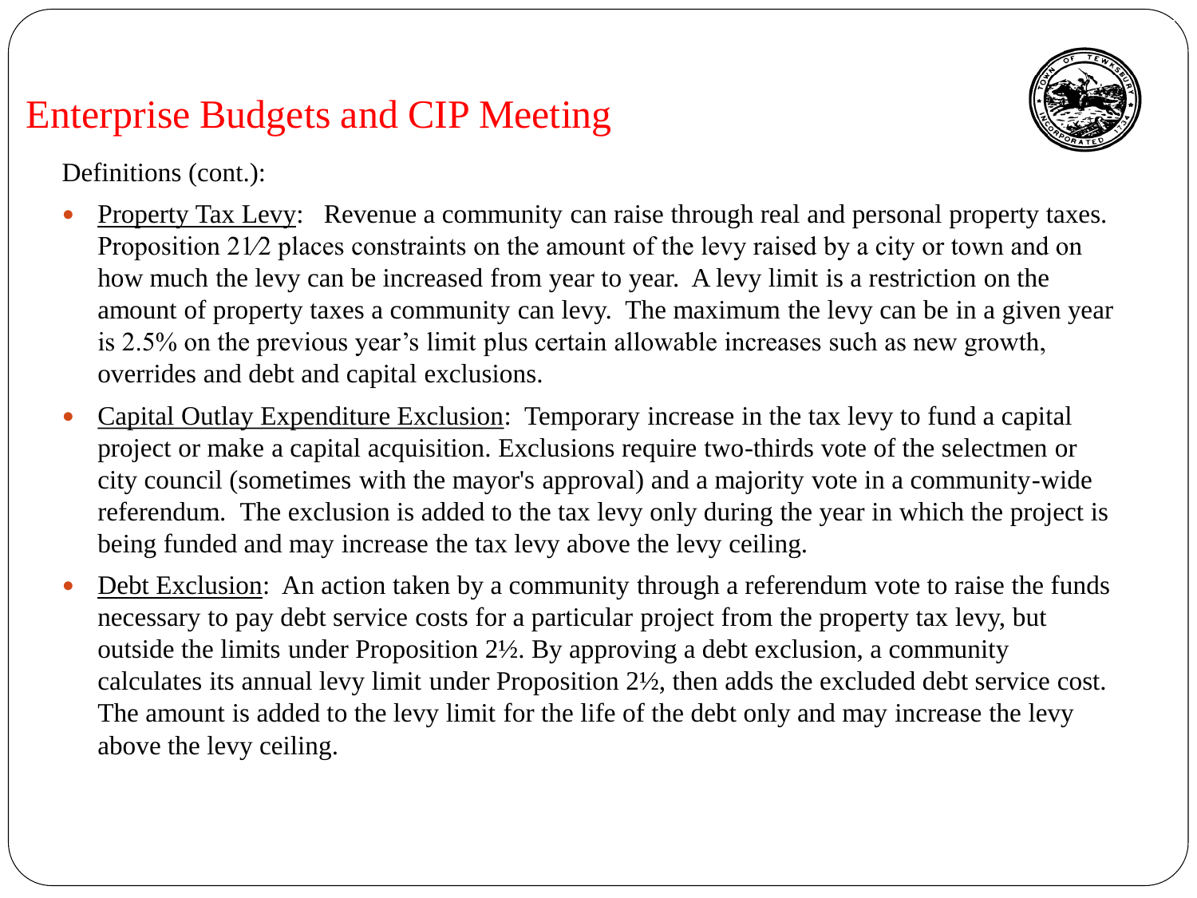# Enterprise Budgets and CIP Meeting

Definitions (cont.):

- Property Tax Levy: Revenue a community can raise through real and personal property taxes. Proposition 21⁄2 places constraints on the amount of the levy raised by a city or town and on how much the levy can be increased from year to year. A levy limit is a restriction on the amount of property taxes a community can levy. The maximum the levy can be in a given year is 2.5% on the previous year's limit plus certain allowable increases such as new growth, overrides and debt and capital exclusions.
- Capital Outlay Expenditure Exclusion: Temporary increase in the tax levy to fund a capital project or make a capital acquisition. Exclusions require two-thirds vote of the selectmen or city council (sometimes with the mayor's approval) and a majority vote in a community-wide referendum. The exclusion is added to the tax levy only during the year in which the project is being funded and may increase the tax levy above the levy ceiling.
- Debt Exclusion: An action taken by a community through a referendum vote to raise the funds necessary to pay debt service costs for a particular project from the property tax levy, but outside the limits under Proposition 2½. By approving a debt exclusion, a community calculates its annual levy limit under Proposition 2½, then adds the excluded debt service cost. The amount is added to the levy limit for the life of the debt only and may increase the levy above the levy ceiling.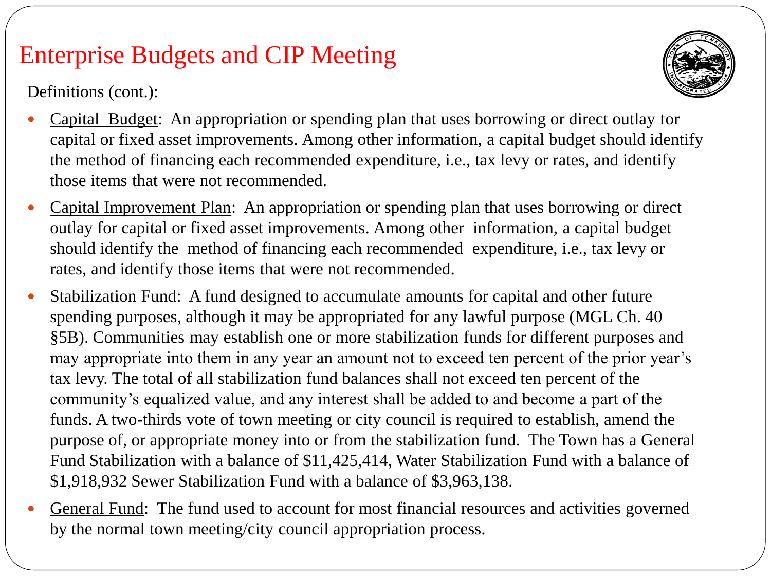# Enterprise Budgets and CIP Meeting

Definitions (cont.):

- Capital Budget: An appropriation or spending plan that uses borrowing or direct outlay for capital or fixed asset improvements. Among other information, a capital budget should identify the method of financing each recommended expenditure, i.e., tax levy or rates, and identify those items that were not recommended.
- Capital Improvement Plan: An appropriation or spending plan that uses borrowing or direct outlay for capital or fixed asset improvements. Among other information, a capital budget should identify the method of financing each recommended expenditure, i.e., tax levy or rates, and identify those items that were not recommended.
- Stabilization Fund: A fund designed to accumulate amounts for capital and other future spending purposes, although it may be appropriated for any lawful purpose (MGL Ch. 40 §5B). Communities may establish one or more stabilization funds for different purposes and may appropriate into them in any year an amount not to exceed ten percent of the prior year's tax levy. The total of all stabilization fund balances shall not exceed ten percent of the community's equalized value, and any interest shall be added to and become a part of the funds. A two-thirds vote of town meeting or city council is required to establish, amend the purpose of, or appropriate money into or from the stabilization fund. The Town has a General Fund Stabilization with a balance of $11,425,414, Water Stabilization Fund with a balance of $1,918,932 Sewer Stabilization Fund with a balance of $3,963,138.
- General Fund: The fund used to account for most financial resources and activities governed by the normal town meeting/city council appropriation process.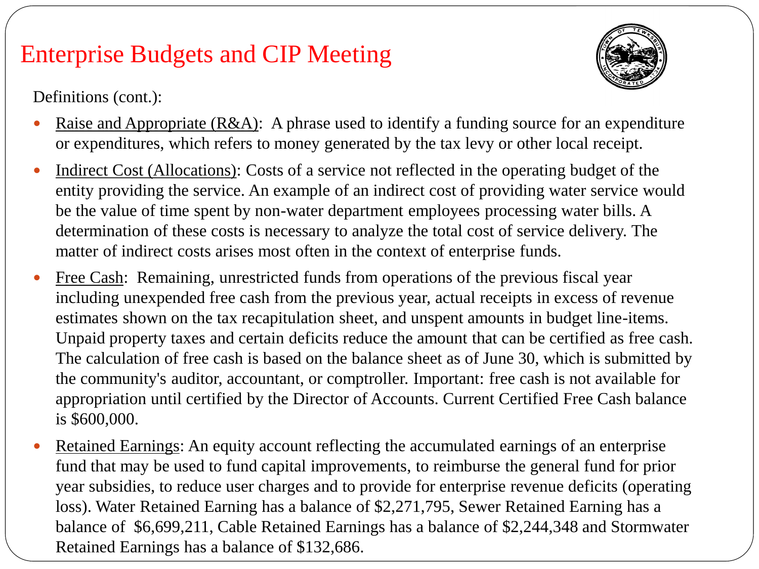# Enterprise Budgets and CIP Meeting

Definitions (cont.):

- Raise and Appropriate (R&A): A phrase used to identify a funding source for an expenditure or expenditures, which refers to money generated by the tax levy or other local receipt.
- Indirect Cost (Allocations): Costs of a service not reflected in the operating budget of the entity providing the service. An example of an indirect cost of providing water service would be the value of time spent by non-water department employees processing water bills. A determination of these costs is necessary to analyze the total cost of service delivery. The matter of indirect costs arises most often in the context of enterprise funds.
- Free Cash: Remaining, unrestricted funds from operations of the previous fiscal year including unexpended free cash from the previous year, actual receipts in excess of revenue estimates shown on the tax recapitulation sheet, and unspent amounts in budget line-items. Unpaid property taxes and certain deficits reduce the amount that can be certified as free cash. The calculation of free cash is based on the balance sheet as of June 30, which is submitted by the community's auditor, accountant, or comptroller. Important: free cash is not available for appropriation until certified by the Director of Accounts. Current Certified Free Cash balance is $600,000.
- Retained Earnings: An equity account reflecting the accumulated earnings of an enterprise fund that may be used to fund capital improvements, to reimburse the general fund for prior year subsidies, to reduce user charges and to provide for enterprise revenue deficits (operating loss). Water Retained Earning has a balance of $2,271,795, Sewer Retained Earning has a balance of $6,699,211, Cable Retained Earnings has a balance of $2,244,348 and Stormwater Retained Earnings has a balance of $132,686.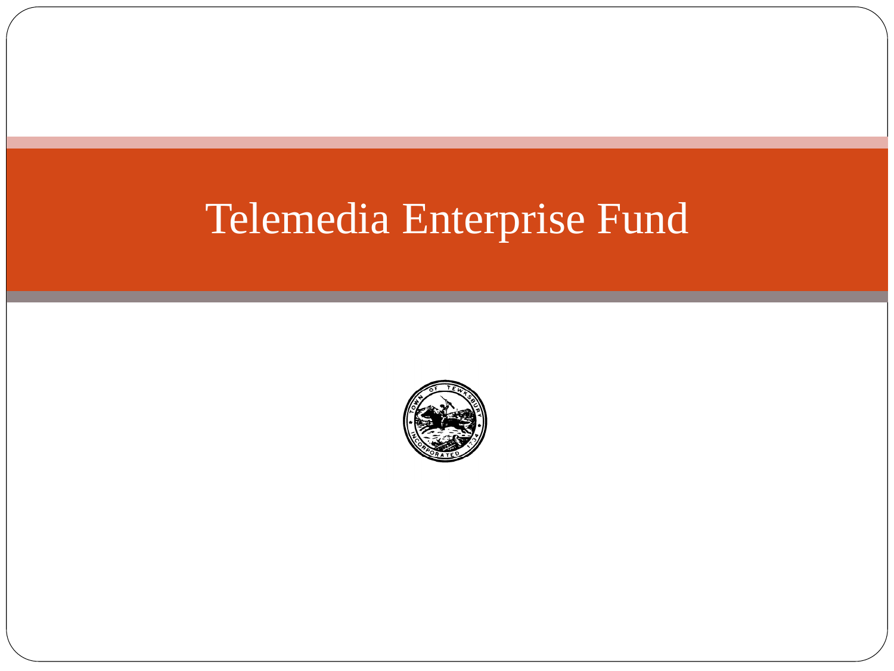# Telemedia Enterprise Fund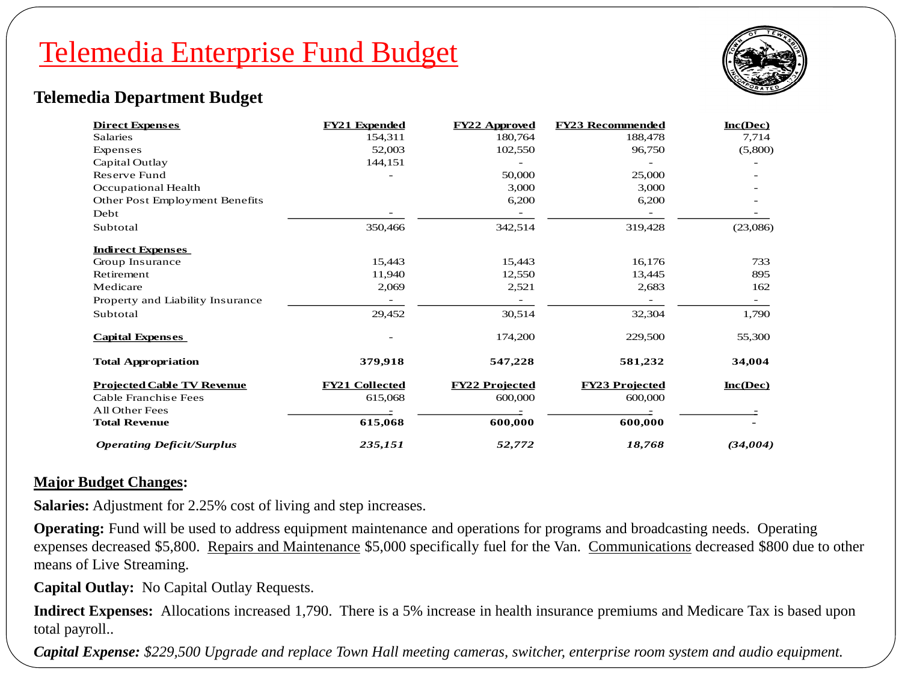# Telemedia Enterprise Fund Budget

## Telemedia Department Budget

| Direct Expenses | FY21 Expended | FY22 Approved | FY23 Recommended | Inc(Dec) |
|---|---|---|---|---|
| Salaries | 154,311 | 180,764 | 188,478 | 7,714 |
| Expenses | 52,003 | 102,550 | 96,750 | (5,800) |
| Capital Outlay | 144,151 | - | - | - |
| Reserve Fund | - | 50,000 | 25,000 | - |
| Occupational Health | | 3,000 | 3,000 | - |
| Other Post Employment Benefits | | 6,200 | 6,200 | - |
| Debt | - | - | - | - |
| Subtotal | 350,466 | 342,514 | 319,428 | (23,086) |
| **Indirect Expenses** | | | | |
| Group Insurance | 15,443 | 15,443 | 16,176 | 733 |
| Retirement | 11,940 | 12,550 | 13,445 | 895 |
| Medicare | 2,069 | 2,521 | 2,683 | 162 |
| Property and Liability Insurance | - | - | - | - |
| Subtotal | 29,452 | 30,514 | 32,304 | 1,790 |
| **Capital Expenses** | - | 174,200 | 229,500 | 55,300 |
| **Total Appropriation** | **379,918** | **547,228** | **581,232** | **34,004** |
| **Projected Cable TV Revenue** | **FY21 Collected** | **FY22 Projected** | **FY23 Projected** | **Inc(Dec)** |
| Cable Franchise Fees | 615,068 | 600,000 | 600,000 | |
| All Other Fees | - | - | - | - |
| **Total Revenue** | **615,068** | **600,000** | **600,000** | - |
| ***Operating Deficit/Surplus*** | ***235,151*** | ***52,772*** | ***18,768*** | ***(34,004)*** |

**Major Budget Changes:**

**Salaries:** Adjustment for 2.25% cost of living and step increases.

**Operating:** Fund will be used to address equipment maintenance and operations for programs and broadcasting needs. Operating expenses decreased $5,800. Repairs and Maintenance $5,000 specifically fuel for the Van. Communications decreased $800 due to other means of Live Streaming.

**Capital Outlay:** No Capital Outlay Requests.

**Indirect Expenses:** Allocations increased 1,790. There is a 5% increase in health insurance premiums and Medicare Tax is based upon total payroll..

***Capital Expense:*** *$229,500 Upgrade and replace Town Hall meeting cameras, switcher, enterprise room system and audio equipment.*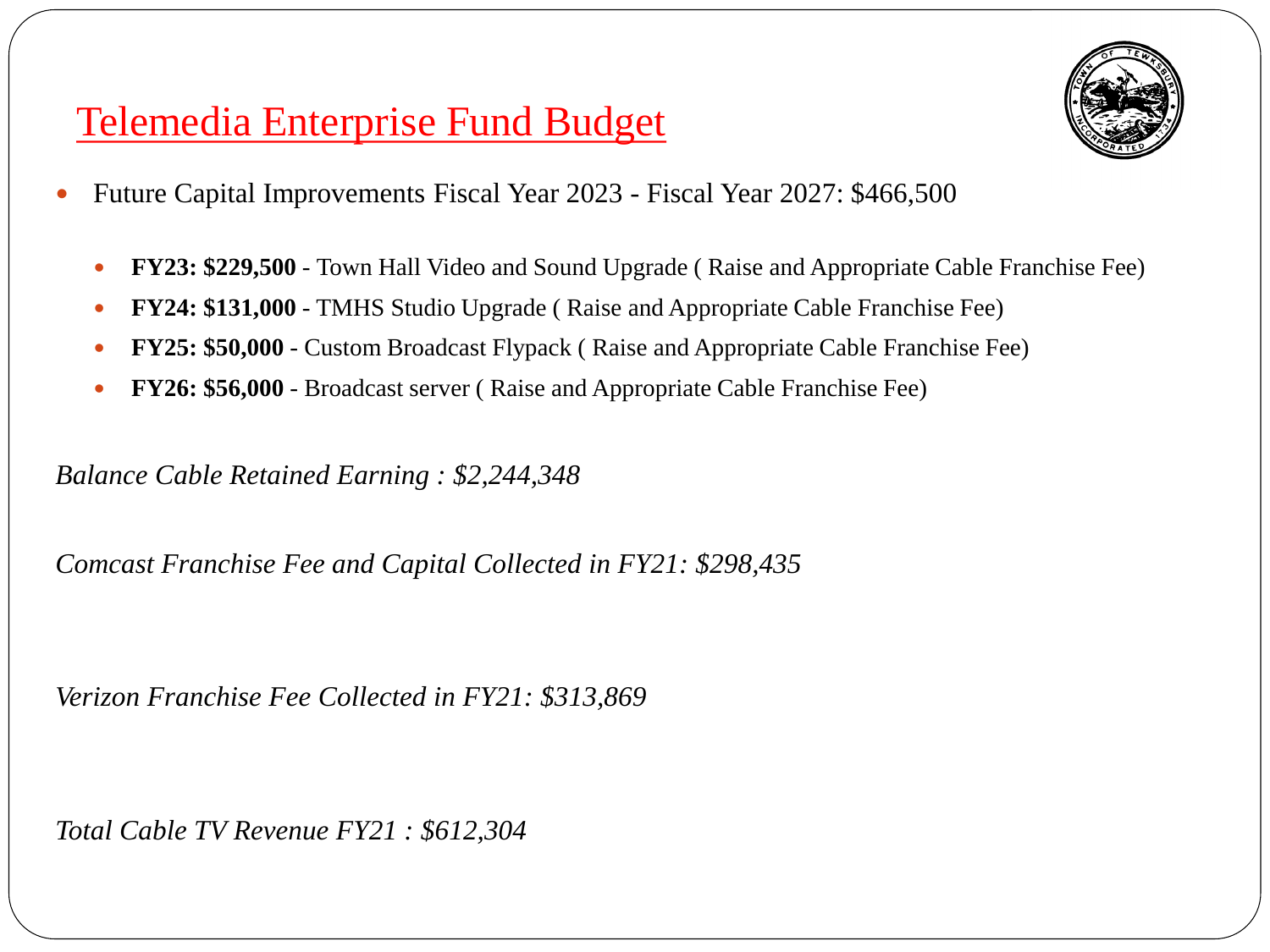# Telemedia Enterprise Fund Budget

- Future Capital Improvements Fiscal Year 2023 - Fiscal Year 2027: $466,500
  - **FY23: $229,500** - Town Hall Video and Sound Upgrade ( Raise and Appropriate Cable Franchise Fee)
  - **FY24: $131,000** - TMHS Studio Upgrade ( Raise and Appropriate Cable Franchise Fee)
  - **FY25: $50,000** - Custom Broadcast Flypack ( Raise and Appropriate Cable Franchise Fee)
  - **FY26: $56,000** - Broadcast server ( Raise and Appropriate Cable Franchise Fee)

*Balance Cable Retained Earning : $2,244,348*

*Comcast Franchise Fee and Capital Collected in FY21: $298,435*

*Verizon Franchise Fee Collected in FY21: $313,869*

*Total Cable TV Revenue FY21 : $612,304*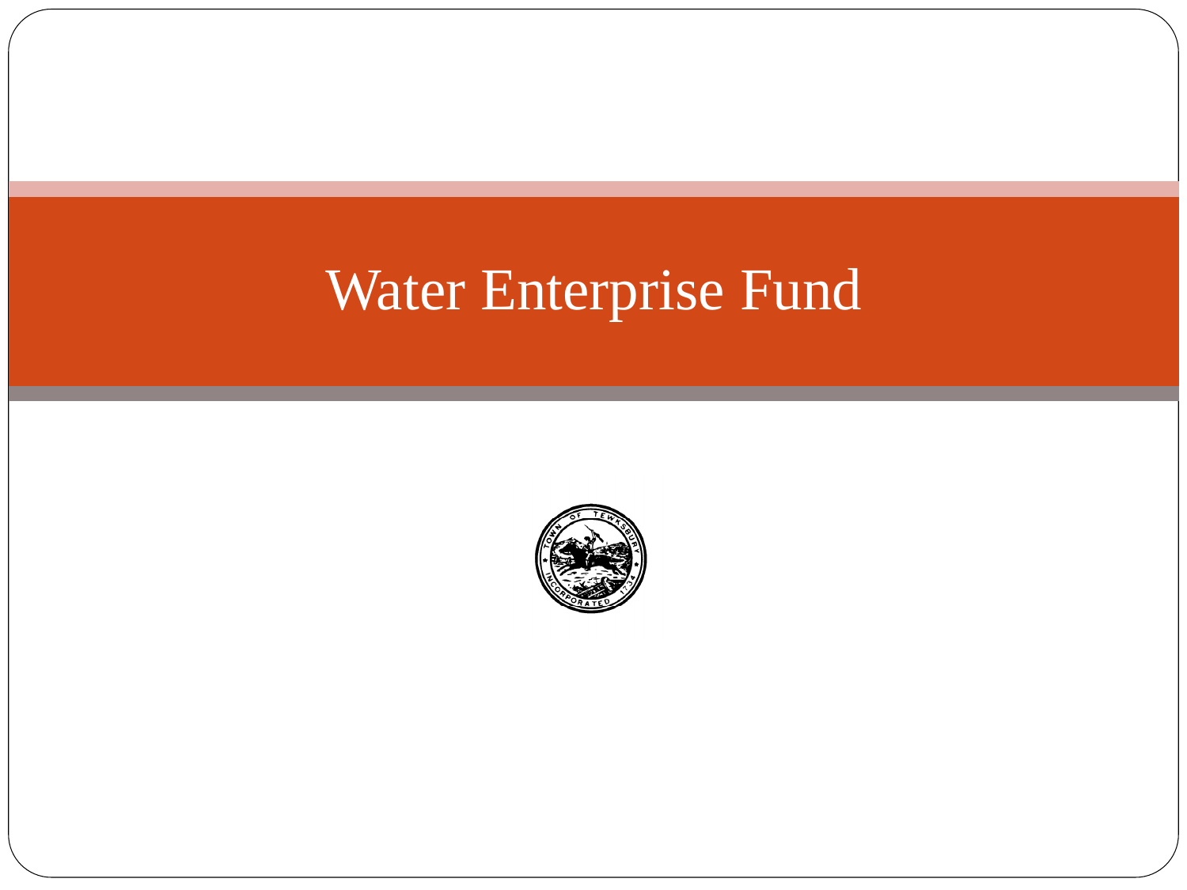# Water Enterprise Fund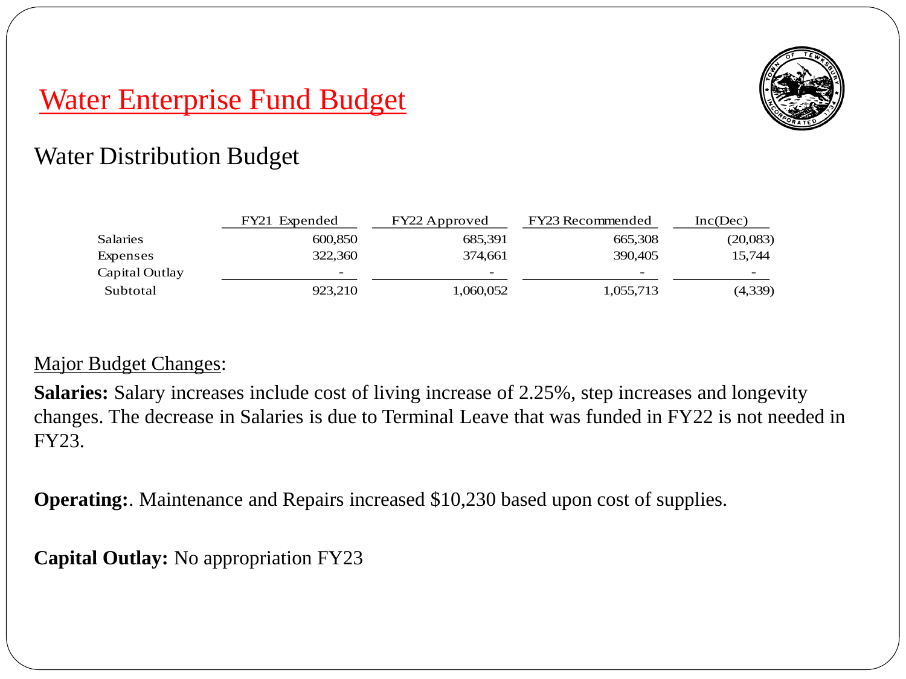# Water Enterprise Fund Budget

## Water Distribution Budget

| | FY21 Expended | FY22 Approved | FY23 Recommended | Inc(Dec) |
|---|---|---|---|---|
| Salaries | 600,850 | 685,391 | 665,308 | (20,083) |
| Expenses | 322,360 | 374,661 | 390,405 | 15,744 |
| Capital Outlay | - | - | - | - |
| Subtotal | 923,210 | 1,060,052 | 1,055,713 | (4,339) |

Major Budget Changes:

**Salaries:** Salary increases include cost of living increase of 2.25%, step increases and longevity changes. The decrease in Salaries is due to Terminal Leave that was funded in FY22 is not needed in FY23.

**Operating:**. Maintenance and Repairs increased $10,230 based upon cost of supplies.

**Capital Outlay:** No appropriation FY23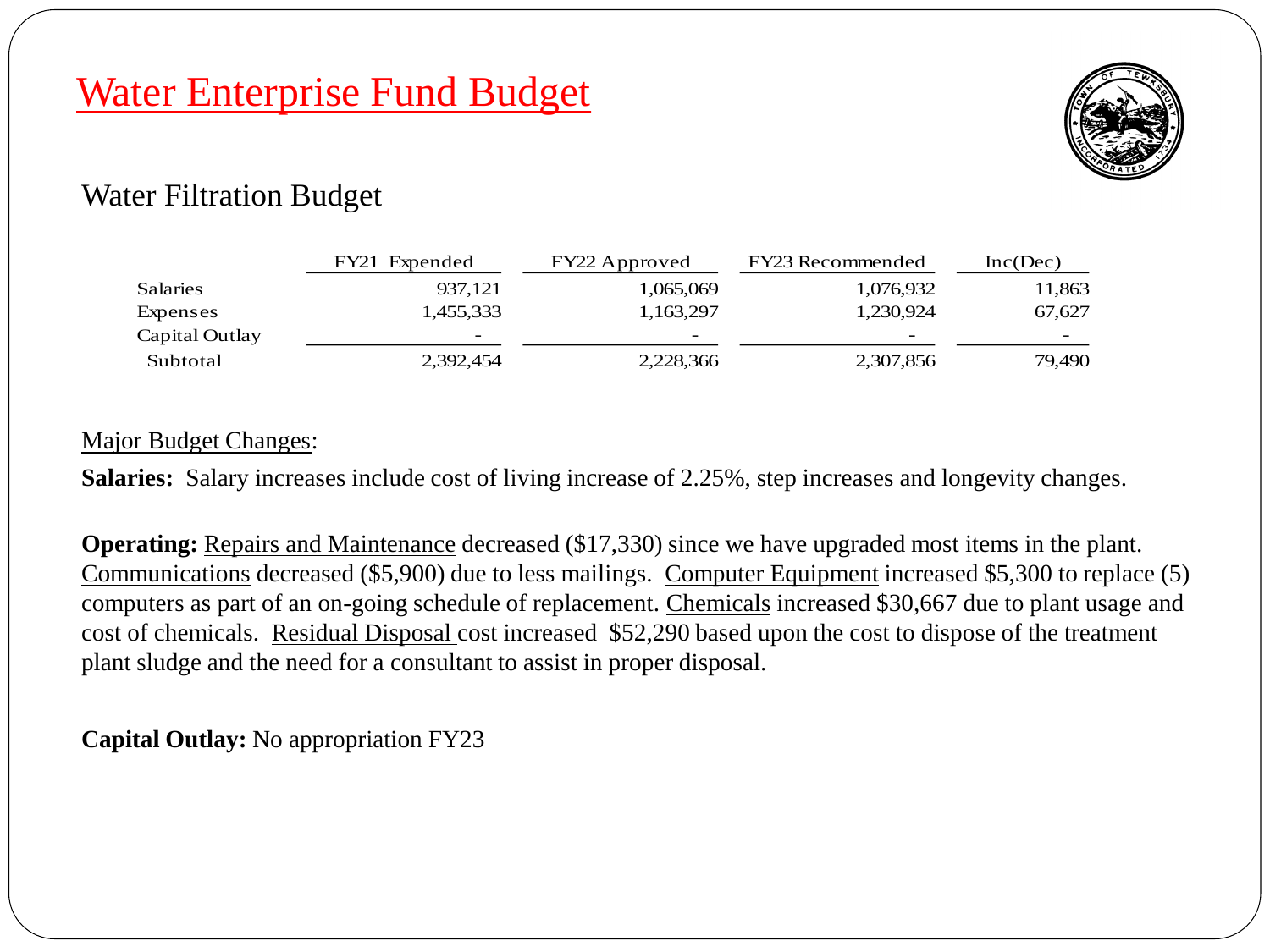# Water Enterprise Fund Budget

## Water Filtration Budget

| | FY21 Expended | FY22 Approved | FY23 Recommended | Inc(Dec) |
|---|---|---|---|---|
| Salaries | 937,121 | 1,065,069 | 1,076,932 | 11,863 |
| Expenses | 1,455,333 | 1,163,297 | 1,230,924 | 67,627 |
| Capital Outlay | - | - | - | - |
| Subtotal | 2,392,454 | 2,228,366 | 2,307,856 | 79,490 |

Major Budget Changes:

**Salaries:** Salary increases include cost of living increase of 2.25%, step increases and longevity changes.

**Operating:** Repairs and Maintenance decreased ($17,330) since we have upgraded most items in the plant. Communications decreased ($5,900) due to less mailings. Computer Equipment increased $5,300 to replace (5) computers as part of an on-going schedule of replacement. Chemicals increased $30,667 due to plant usage and cost of chemicals. Residual Disposal cost increased $52,290 based upon the cost to dispose of the treatment plant sludge and the need for a consultant to assist in proper disposal.

**Capital Outlay:** No appropriation FY23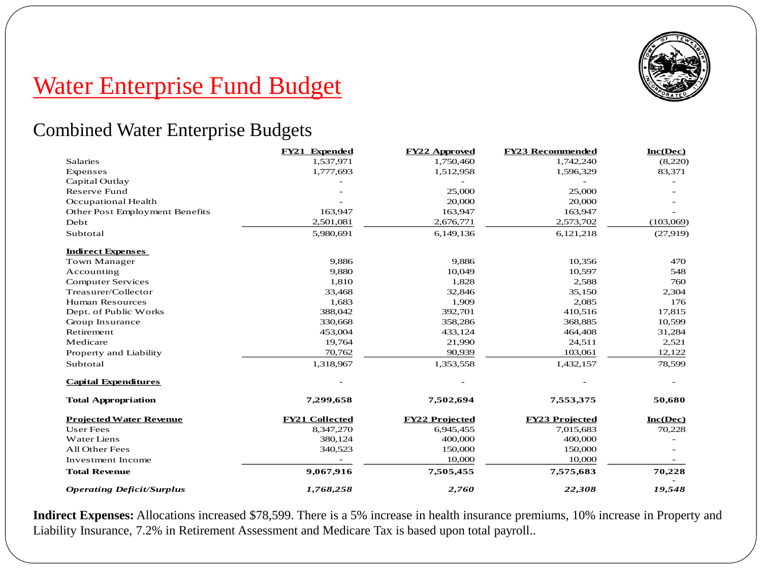# Water Enterprise Fund Budget

## Combined Water Enterprise Budgets

| | FY21 Expended | FY22 Approved | FY23 Recommended | Inc(Dec) |
|---|---|---|---|---|
| Salaries | 1,537,971 | 1,750,460 | 1,742,240 | (8,220) |
| Expenses | 1,777,693 | 1,512,958 | 1,596,329 | 83,371 |
| Capital Outlay | - | - | - | - |
| Reserve Fund | - | 25,000 | 25,000 | - |
| Occupational Health | - | 20,000 | 20,000 | - |
| Other Post Employment Benefits | 163,947 | 163,947 | 163,947 | - |
| Debt | 2,501,081 | 2,676,771 | 2,573,702 | (103,069) |
| Subtotal | 5,980,691 | 6,149,136 | 6,121,218 | (27,919) |
| **Indirect Expenses** | | | | |
| Town Manager | 9,886 | 9,886 | 10,356 | 470 |
| Accounting | 9,880 | 10,049 | 10,597 | 548 |
| Computer Services | 1,810 | 1,828 | 2,588 | 760 |
| Treasurer/Collector | 33,468 | 32,846 | 35,150 | 2,304 |
| Human Resources | 1,683 | 1,909 | 2,085 | 176 |
| Dept. of Public Works | 388,042 | 392,701 | 410,516 | 17,815 |
| Group Insurance | 330,668 | 358,286 | 368,885 | 10,599 |
| Retirement | 453,004 | 433,124 | 464,408 | 31,284 |
| Medicare | 19,764 | 21,990 | 24,511 | 2,521 |
| Property and Liability | 70,762 | 90,939 | 103,061 | 12,122 |
| Subtotal | 1,318,967 | 1,353,558 | 1,432,157 | 78,599 |
| **Capital Expenditures** | - | - | - | - |
| **Total Appropriation** | **7,299,658** | **7,502,694** | **7,553,375** | **50,680** |
| **Projected Water Revenue** | **FY21 Collected** | **FY22 Projected** | **FY23 Projected** | **Inc(Dec)** |
| User Fees | 8,347,270 | 6,945,455 | 7,015,683 | 70,228 |
| Water Liens | 380,124 | 400,000 | 400,000 | - |
| All Other Fees | 340,523 | 150,000 | 150,000 | - |
| Investment Income | - | 10,000 | 10,000 | - |
| **Total Revenue** | **9,067,916** | **7,505,455** | **7,575,683** | **70,228** |
| ***Operating Deficit/Surplus*** | ***1,768,258*** | ***2,760*** | ***22,308*** | ***19,548*** |

**Indirect Expenses:** Allocations increased $78,599. There is a 5% increase in health insurance premiums, 10% increase in Property and Liability Insurance, 7.2% in Retirement Assessment and Medicare Tax is based upon total payroll..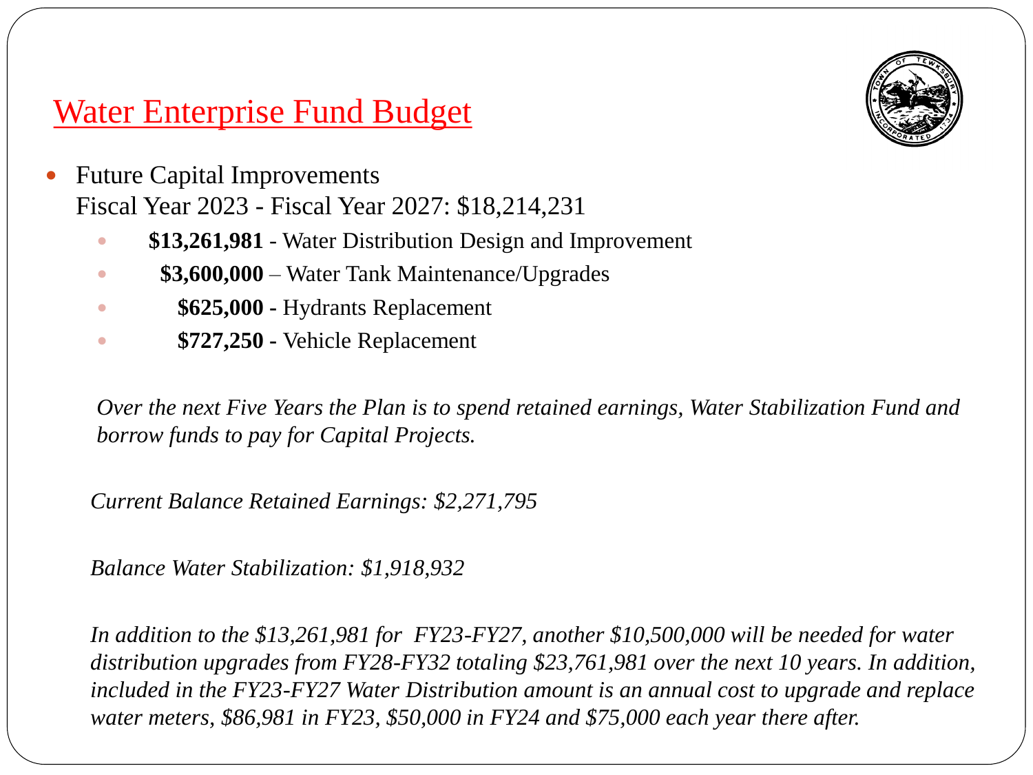# Water Enterprise Fund Budget

- Future Capital Improvements
  Fiscal Year 2023 - Fiscal Year 2027: $18,214,231
  - **$13,261,981** - Water Distribution Design and Improvement
  - **$3,600,000** – Water Tank Maintenance/Upgrades
  - **$625,000** - Hydrants Replacement
  - **$727,250** - Vehicle Replacement

*Over the next Five Years the Plan is to spend retained earnings, Water Stabilization Fund and borrow funds to pay for Capital Projects.*

*Current Balance Retained Earnings: $2,271,795*

*Balance Water Stabilization: $1,918,932*

*In addition to the $13,261,981 for FY23-FY27, another $10,500,000 will be needed for water distribution upgrades from FY28-FY32 totaling $23,761,981 over the next 10 years. In addition, included in the FY23-FY27 Water Distribution amount is an annual cost to upgrade and replace water meters, $86,981 in FY23, $50,000 in FY24 and $75,000 each year there after.*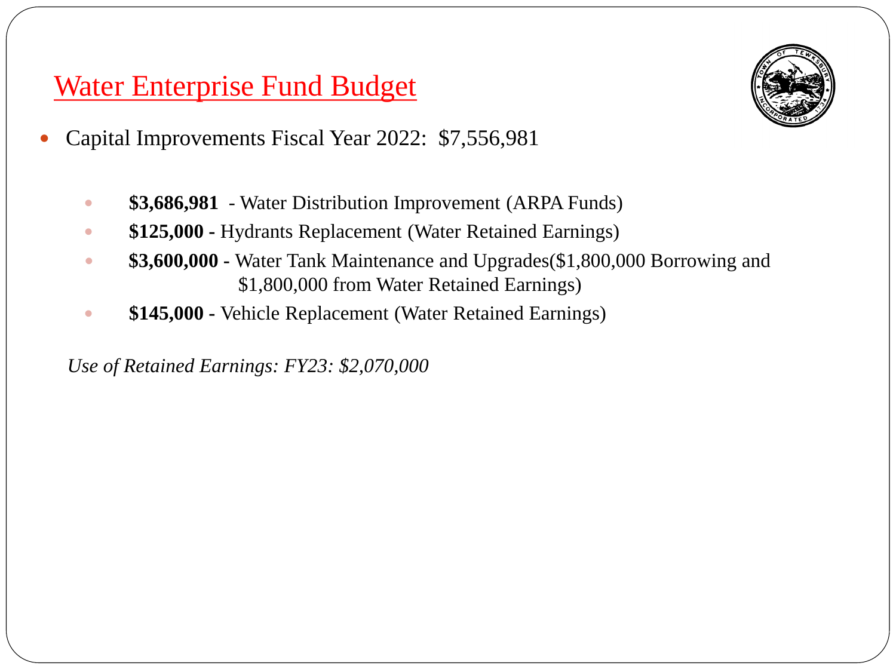# Water Enterprise Fund Budget

- Capital Improvements Fiscal Year 2022: $7,556,981
  - **$3,686,981** - Water Distribution Improvement (ARPA Funds)
  - **$125,000 -** Hydrants Replacement (Water Retained Earnings)
  - **$3,600,000 -** Water Tank Maintenance and Upgrades($1,800,000 Borrowing and $1,800,000 from Water Retained Earnings)
  - **$145,000 -** Vehicle Replacement (Water Retained Earnings)

*Use of Retained Earnings: FY23: $2,070,000*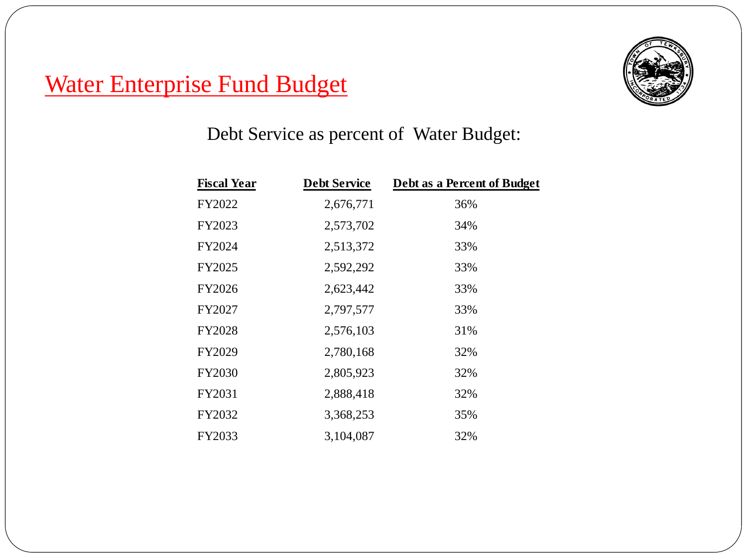# Water Enterprise Fund Budget

Debt Service as percent of Water Budget:

| Fiscal Year | Debt Service | Debt as a Percent of Budget |
|---|---|---|
| FY2022 | 2,676,771 | 36% |
| FY2023 | 2,573,702 | 34% |
| FY2024 | 2,513,372 | 33% |
| FY2025 | 2,592,292 | 33% |
| FY2026 | 2,623,442 | 33% |
| FY2027 | 2,797,577 | 33% |
| FY2028 | 2,576,103 | 31% |
| FY2029 | 2,780,168 | 32% |
| FY2030 | 2,805,923 | 32% |
| FY2031 | 2,888,418 | 32% |
| FY2032 | 3,368,253 | 35% |
| FY2033 | 3,104,087 | 32% |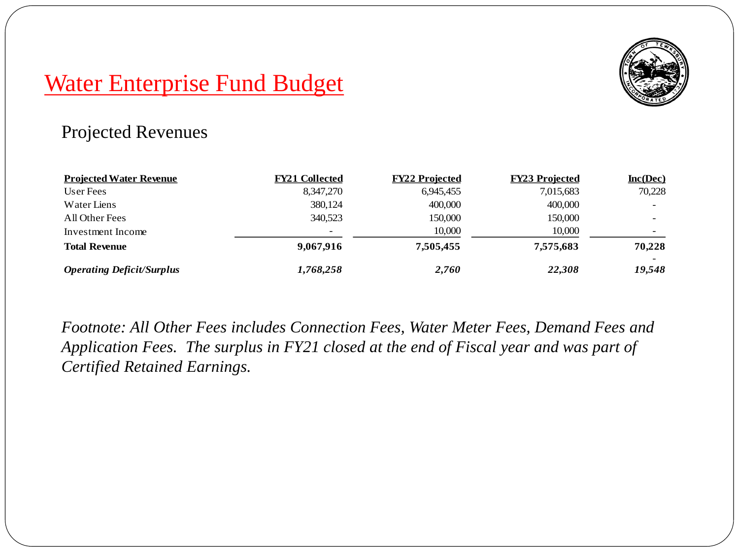# Water Enterprise Fund Budget

## Projected Revenues

| Projected Water Revenue | FY21 Collected | FY22 Projected | FY23 Projected | Inc(Dec) |
|---|---|---|---|---|
| User Fees | 8,347,270 | 6,945,455 | 7,015,683 | 70,228 |
| Water Liens | 380,124 | 400,000 | 400,000 | - |
| All Other Fees | 340,523 | 150,000 | 150,000 | - |
| Investment Income | - | 10,000 | 10,000 | - |
| **Total Revenue** | **9,067,916** | **7,505,455** | **7,575,683** | **70,228** |
| ***Operating Deficit/Surplus*** | ***1,768,258*** | ***2,760*** | ***22,308*** | ***19,548*** |

*Footnote: All Other Fees includes Connection Fees, Water Meter Fees, Demand Fees and Application Fees. The surplus in FY21 closed at the end of Fiscal year and was part of Certified Retained Earnings.*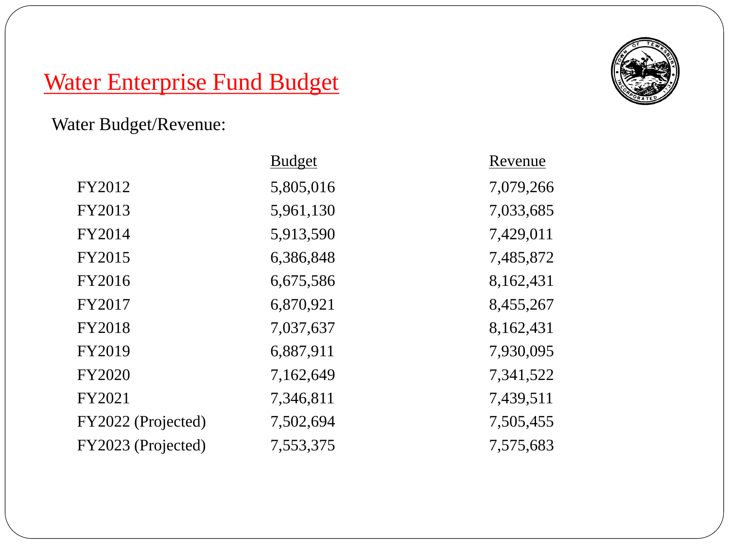# Water Enterprise Fund Budget

Water Budget/Revenue:

| | Budget | Revenue |
|---|---|---|
| FY2012 | 5,805,016 | 7,079,266 |
| FY2013 | 5,961,130 | 7,033,685 |
| FY2014 | 5,913,590 | 7,429,011 |
| FY2015 | 6,386,848 | 7,485,872 |
| FY2016 | 6,675,586 | 8,162,431 |
| FY2017 | 6,870,921 | 8,455,267 |
| FY2018 | 7,037,637 | 8,162,431 |
| FY2019 | 6,887,911 | 7,930,095 |
| FY2020 | 7,162,649 | 7,341,522 |
| FY2021 | 7,346,811 | 7,439,511 |
| FY2022 (Projected) | 7,502,694 | 7,505,455 |
| FY2023 (Projected) | 7,553,375 | 7,575,683 |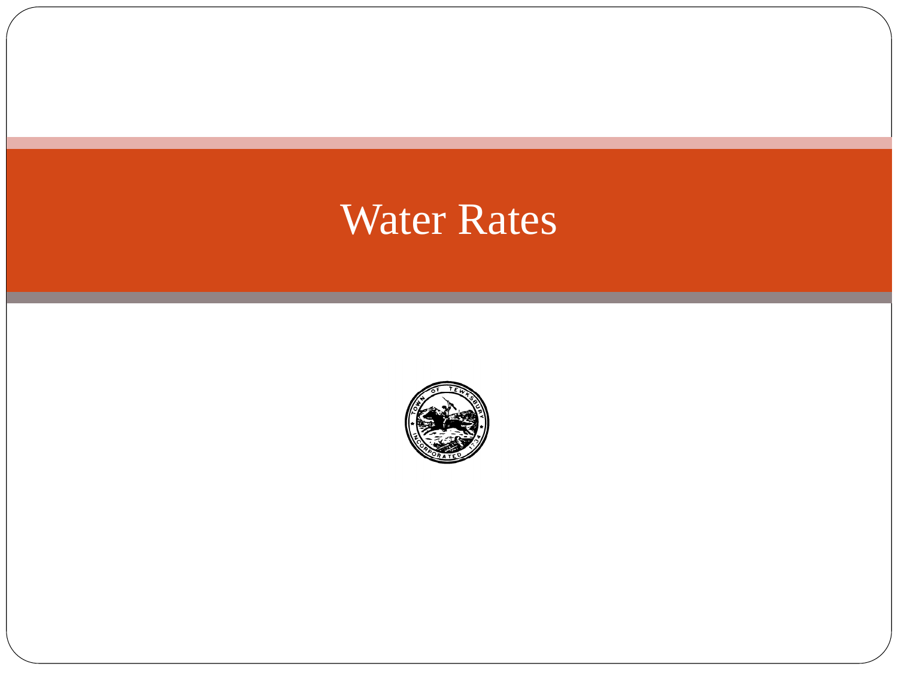# Water Rates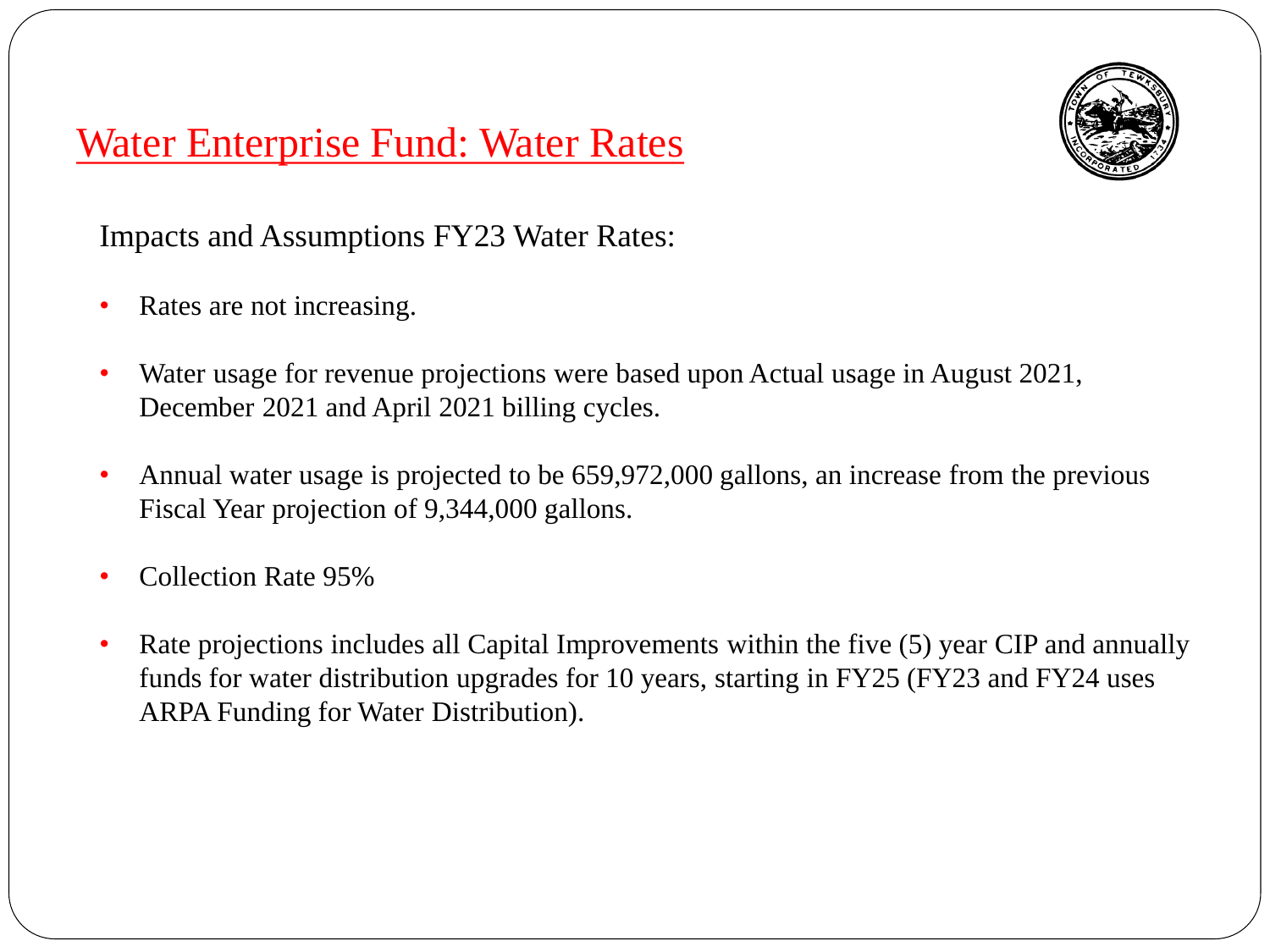# Water Enterprise Fund: Water Rates

Impacts and Assumptions FY23 Water Rates:

- Rates are not increasing.
- Water usage for revenue projections were based upon Actual usage in August 2021, December 2021 and April 2021 billing cycles.
- Annual water usage is projected to be 659,972,000 gallons, an increase from the previous Fiscal Year projection of 9,344,000 gallons.
- Collection Rate 95%
- Rate projections includes all Capital Improvements within the five (5) year CIP and annually funds for water distribution upgrades for 10 years, starting in FY25 (FY23 and FY24 uses ARPA Funding for Water Distribution).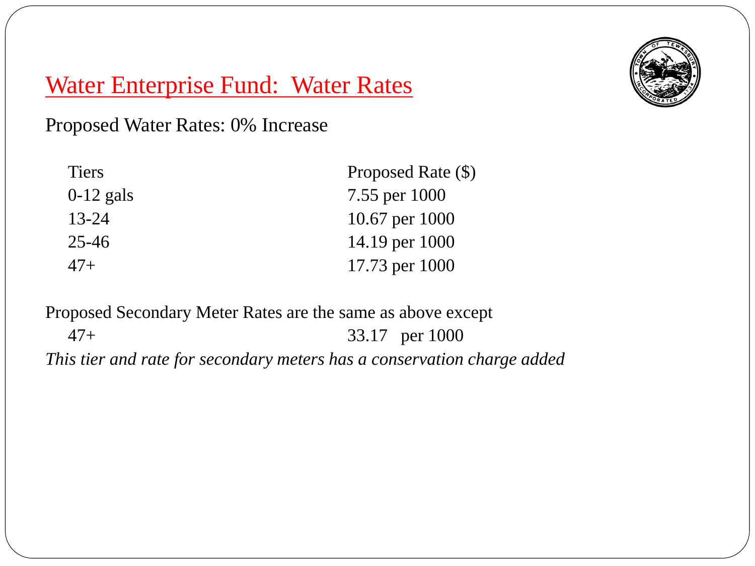# Water Enterprise Fund: Water Rates

Proposed Water Rates: 0% Increase

| Tiers | Proposed Rate ($) |
| --- | --- |
| 0-12 gals | 7.55 per 1000 |
| 13-24 | 10.67 per 1000 |
| 25-46 | 14.19 per 1000 |
| 47+ | 17.73 per 1000 |

Proposed Secondary Meter Rates are the same as above except

| | |
| --- | --- |
| 47+ | 33.17 per 1000 |

*This tier and rate for secondary meters has a conservation charge added*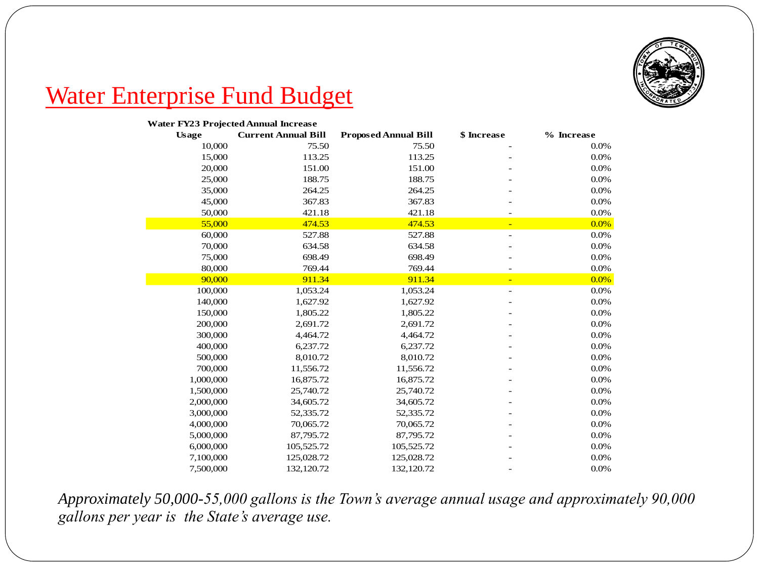# Water Enterprise Fund Budget

**Water FY23 Projected Annual Increase**

| Usage | Current Annual Bill | Proposed Annual Bill | $ Increase | % Increase |
|---|---|---|---|---|
| 10,000 | 75.50 | 75.50 | - | 0.0% |
| 15,000 | 113.25 | 113.25 | - | 0.0% |
| 20,000 | 151.00 | 151.00 | - | 0.0% |
| 25,000 | 188.75 | 188.75 | - | 0.0% |
| 35,000 | 264.25 | 264.25 | - | 0.0% |
| 45,000 | 367.83 | 367.83 | - | 0.0% |
| 50,000 | 421.18 | 421.18 | - | 0.0% |
| 55,000 | 474.53 | 474.53 | - | 0.0% |
| 60,000 | 527.88 | 527.88 | - | 0.0% |
| 70,000 | 634.58 | 634.58 | - | 0.0% |
| 75,000 | 698.49 | 698.49 | - | 0.0% |
| 80,000 | 769.44 | 769.44 | - | 0.0% |
| 90,000 | 911.34 | 911.34 | - | 0.0% |
| 100,000 | 1,053.24 | 1,053.24 | - | 0.0% |
| 140,000 | 1,627.92 | 1,627.92 | - | 0.0% |
| 150,000 | 1,805.22 | 1,805.22 | - | 0.0% |
| 200,000 | 2,691.72 | 2,691.72 | - | 0.0% |
| 300,000 | 4,464.72 | 4,464.72 | - | 0.0% |
| 400,000 | 6,237.72 | 6,237.72 | - | 0.0% |
| 500,000 | 8,010.72 | 8,010.72 | - | 0.0% |
| 700,000 | 11,556.72 | 11,556.72 | - | 0.0% |
| 1,000,000 | 16,875.72 | 16,875.72 | - | 0.0% |
| 1,500,000 | 25,740.72 | 25,740.72 | - | 0.0% |
| 2,000,000 | 34,605.72 | 34,605.72 | - | 0.0% |
| 3,000,000 | 52,335.72 | 52,335.72 | - | 0.0% |
| 4,000,000 | 70,065.72 | 70,065.72 | - | 0.0% |
| 5,000,000 | 87,795.72 | 87,795.72 | - | 0.0% |
| 6,000,000 | 105,525.72 | 105,525.72 | - | 0.0% |
| 7,100,000 | 125,028.72 | 125,028.72 | - | 0.0% |
| 7,500,000 | 132,120.72 | 132,120.72 | - | 0.0% |

*Approximately 50,000-55,000 gallons is the Town's average annual usage and approximately 90,000 gallons per year is the State's average use.*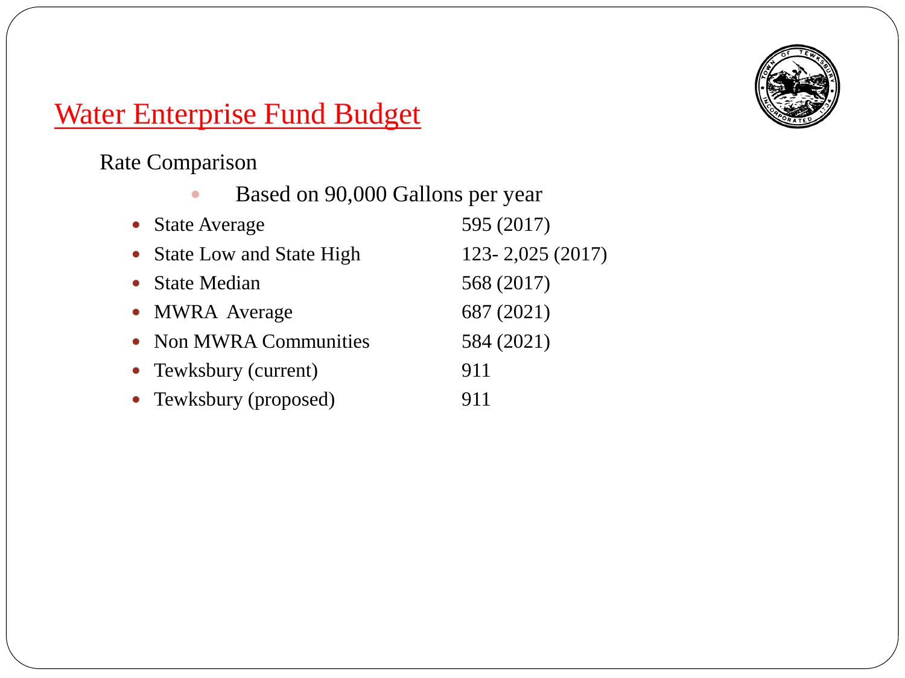# Water Enterprise Fund Budget

Rate Comparison

- Based on 90,000 Gallons per year

| | |
|---|---|
| State Average | 595 (2017) |
| State Low and State High | 123- 2,025 (2017) |
| State Median | 568 (2017) |
| MWRA Average | 687 (2021) |
| Non MWRA Communities | 584 (2021) |
| Tewksbury (current) | 911 |
| Tewksbury (proposed) | 911 |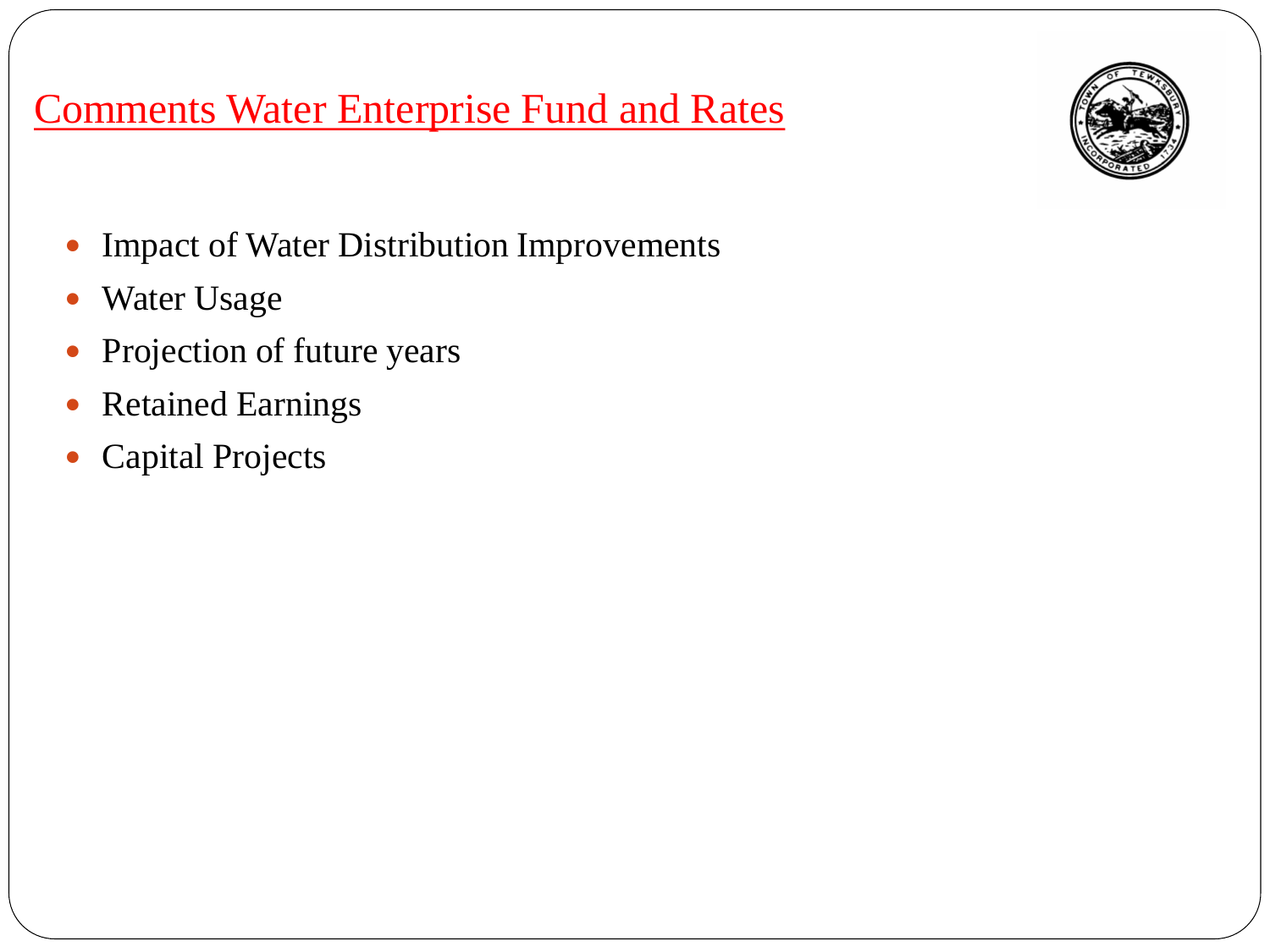# Comments Water Enterprise Fund and Rates

- Impact of Water Distribution Improvements
- Water Usage
- Projection of future years
- Retained Earnings
- Capital Projects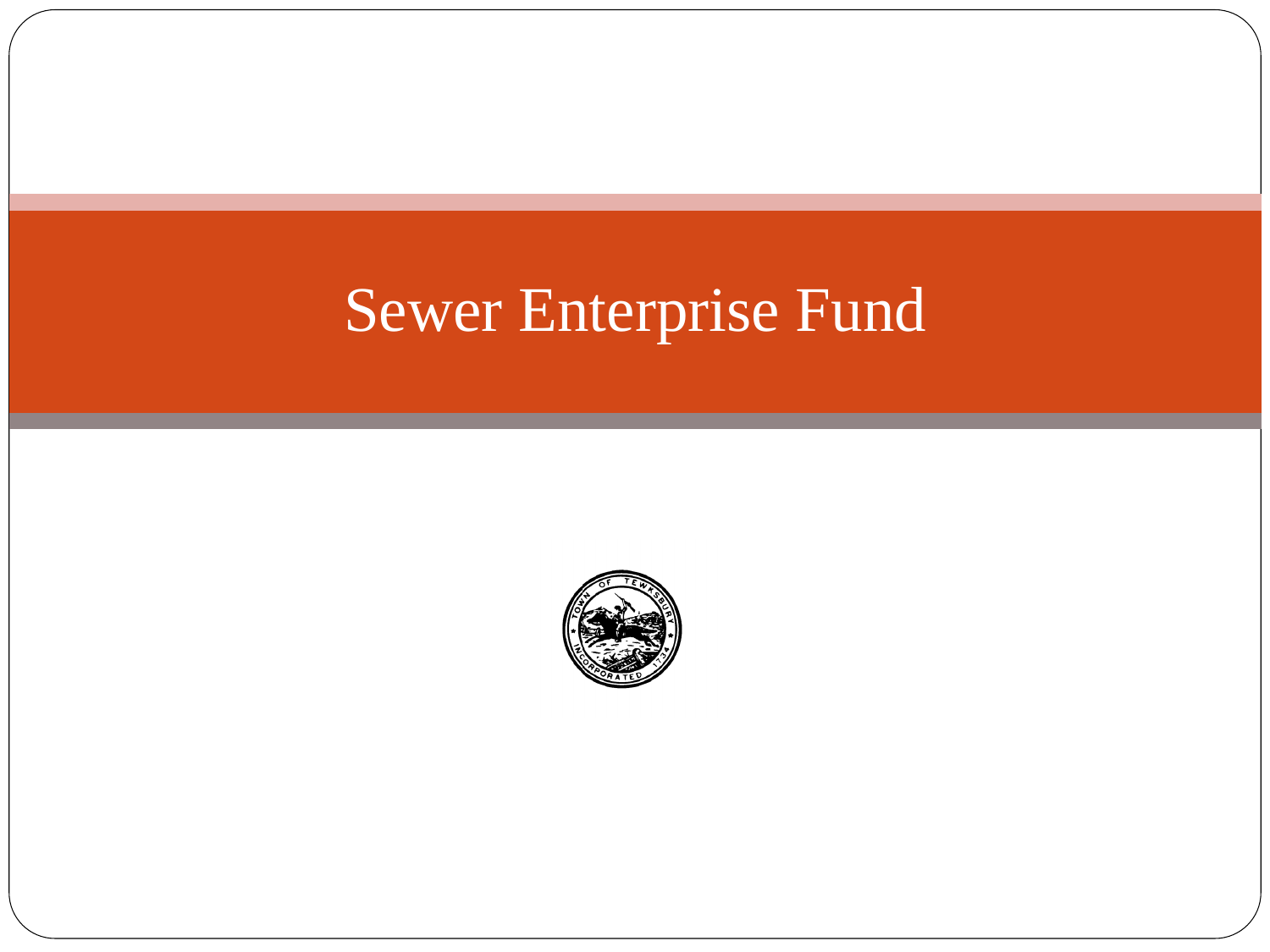# Sewer Enterprise Fund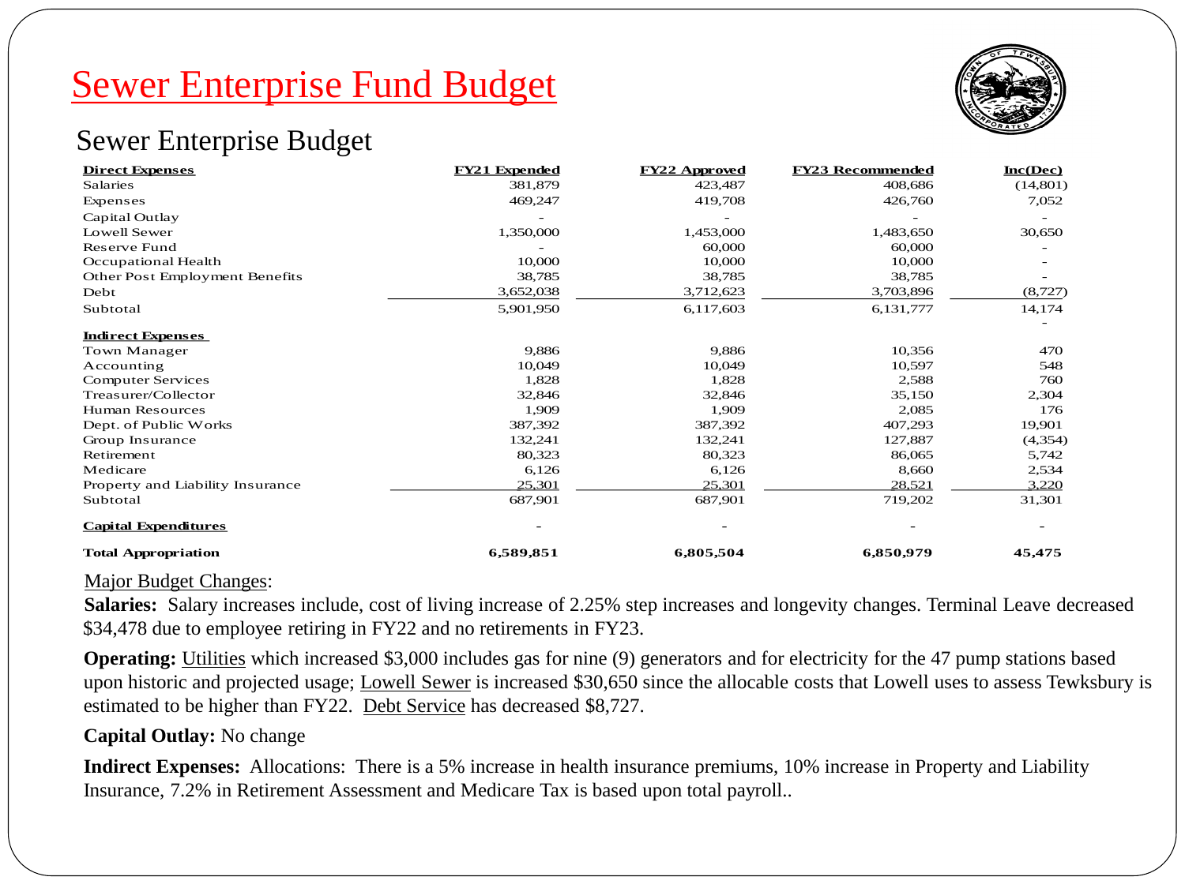# Sewer Enterprise Fund Budget

## Sewer Enterprise Budget

| Direct Expenses | FY21 Expended | FY22 Approved | FY23 Recommended | Inc(Dec) |
|---|---|---|---|---|
| Salaries | 381,879 | 423,487 | 408,686 | (14,801) |
| Expenses | 469,247 | 419,708 | 426,760 | 7,052 |
| Capital Outlay | - | - | - | - |
| Lowell Sewer | 1,350,000 | 1,453,000 | 1,483,650 | 30,650 |
| Reserve Fund | - | 60,000 | 60,000 | - |
| Occupational Health | 10,000 | 10,000 | 10,000 | - |
| Other Post Employment Benefits | 38,785 | 38,785 | 38,785 | - |
| Debt | 3,652,038 | 3,712,623 | 3,703,896 | (8,727) |
| Subtotal | 5,901,950 | 6,117,603 | 6,131,777 | 14,174 |
| | | | | - |
| **Indirect Expenses** | | | | |
| Town Manager | 9,886 | 9,886 | 10,356 | 470 |
| Accounting | 10,049 | 10,049 | 10,597 | 548 |
| Computer Services | 1,828 | 1,828 | 2,588 | 760 |
| Treasurer/Collector | 32,846 | 32,846 | 35,150 | 2,304 |
| Human Resources | 1,909 | 1,909 | 2,085 | 176 |
| Dept. of Public Works | 387,392 | 387,392 | 407,293 | 19,901 |
| Group Insurance | 132,241 | 132,241 | 127,887 | (4,354) |
| Retirement | 80,323 | 80,323 | 86,065 | 5,742 |
| Medicare | 6,126 | 6,126 | 8,660 | 2,534 |
| Property and Liability Insurance | 25,301 | 25,301 | 28,521 | 3,220 |
| Subtotal | 687,901 | 687,901 | 719,202 | 31,301 |
| **Capital Expenditures** | - | - | - | - |
| **Total Appropriation** | **6,589,851** | **6,805,504** | **6,850,979** | **45,475** |

Major Budget Changes:

**Salaries:** Salary increases include, cost of living increase of 2.25% step increases and longevity changes. Terminal Leave decreased $34,478 due to employee retiring in FY22 and no retirements in FY23.

**Operating:** Utilities which increased $3,000 includes gas for nine (9) generators and for electricity for the 47 pump stations based upon historic and projected usage; Lowell Sewer is increased $30,650 since the allocable costs that Lowell uses to assess Tewksbury is estimated to be higher than FY22. Debt Service has decreased $8,727.

**Capital Outlay:** No change

**Indirect Expenses:** Allocations: There is a 5% increase in health insurance premiums, 10% increase in Property and Liability Insurance, 7.2% in Retirement Assessment and Medicare Tax is based upon total payroll..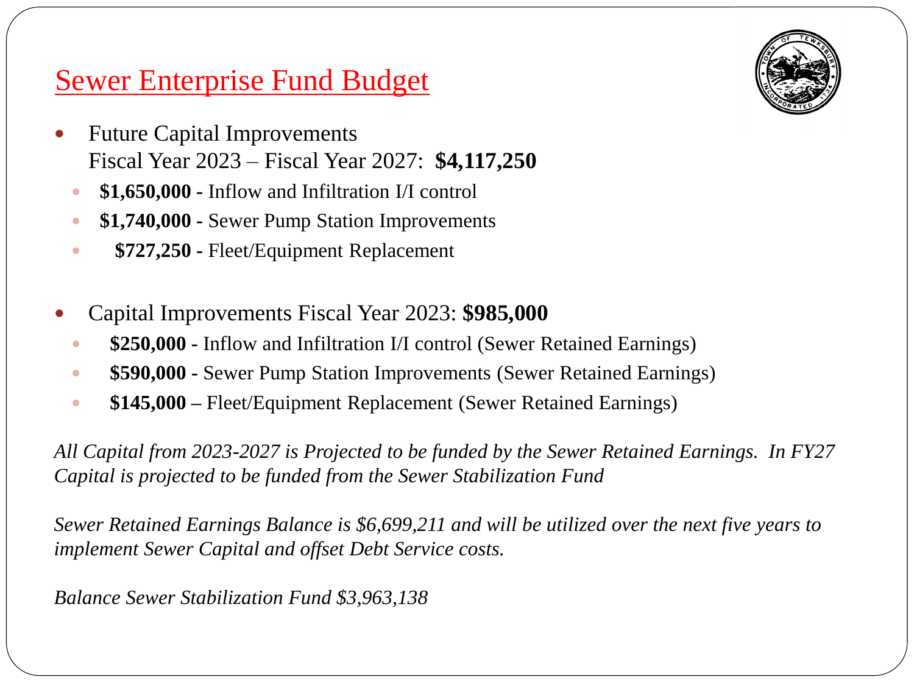# Sewer Enterprise Fund Budget

- Future Capital Improvements
  Fiscal Year 2023 – Fiscal Year 2027: **$4,117,250**
  - **$1,650,000 -** Inflow and Infiltration I/I control
  - **$1,740,000 -** Sewer Pump Station Improvements
  - **$727,250 -** Fleet/Equipment Replacement

- Capital Improvements Fiscal Year 2023: **$985,000**
  - **$250,000 -** Inflow and Infiltration I/I control (Sewer Retained Earnings)
  - **$590,000 -** Sewer Pump Station Improvements (Sewer Retained Earnings)
  - **$145,000 –** Fleet/Equipment Replacement (Sewer Retained Earnings)

*All Capital from 2023-2027 is Projected to be funded by the Sewer Retained Earnings. In FY27 Capital is projected to be funded from the Sewer Stabilization Fund*

*Sewer Retained Earnings Balance is $6,699,211 and will be utilized over the next five years to implement Sewer Capital and offset Debt Service costs.*

*Balance Sewer Stabilization Fund $3,963,138*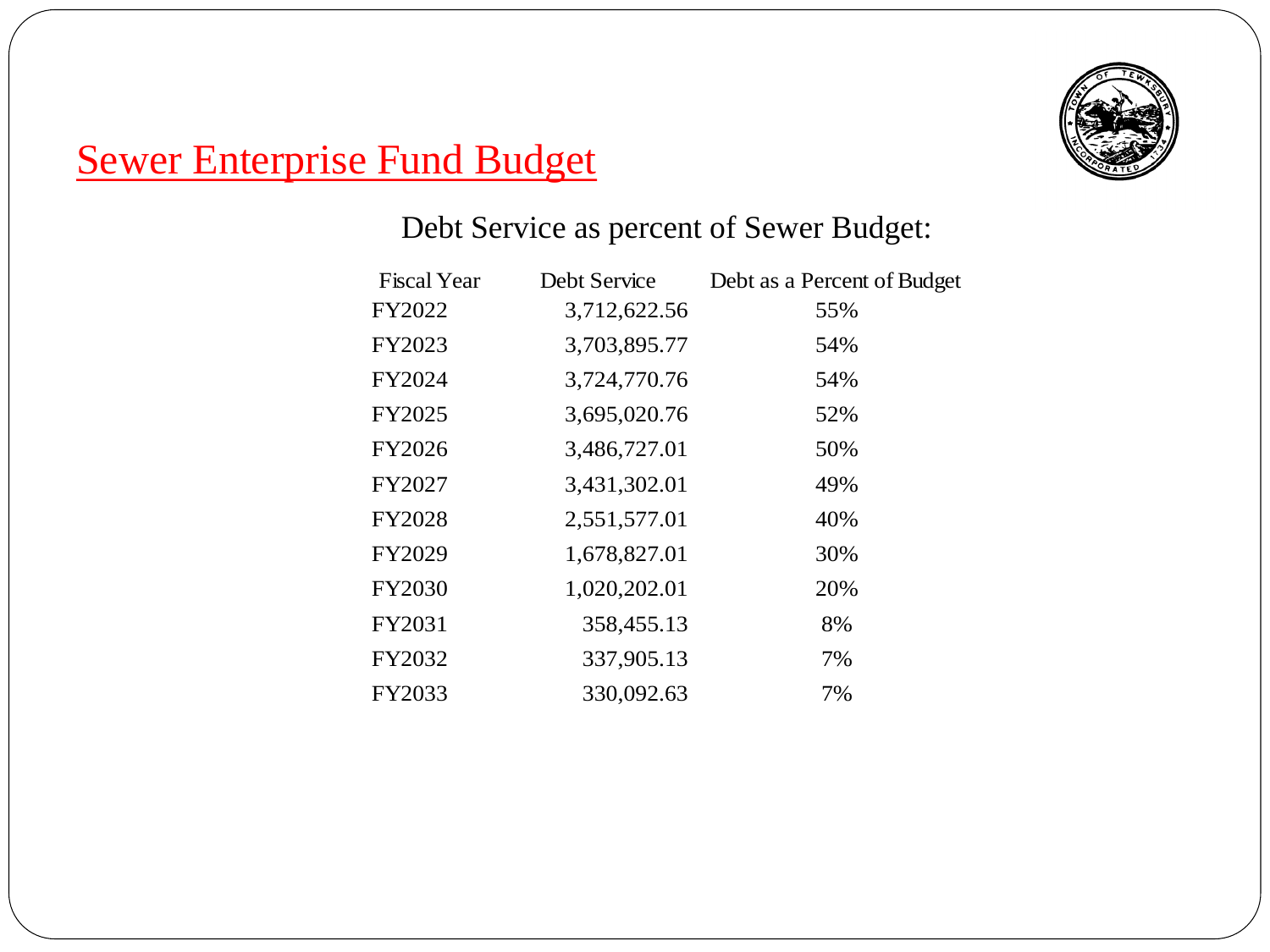# Sewer Enterprise Fund Budget

## Debt Service as percent of Sewer Budget:

| Fiscal Year | Debt Service | Debt as a Percent of Budget |
|---|---|---|
| FY2022 | 3,712,622.56 | 55% |
| FY2023 | 3,703,895.77 | 54% |
| FY2024 | 3,724,770.76 | 54% |
| FY2025 | 3,695,020.76 | 52% |
| FY2026 | 3,486,727.01 | 50% |
| FY2027 | 3,431,302.01 | 49% |
| FY2028 | 2,551,577.01 | 40% |
| FY2029 | 1,678,827.01 | 30% |
| FY2030 | 1,020,202.01 | 20% |
| FY2031 | 358,455.13 | 8% |
| FY2032 | 337,905.13 | 7% |
| FY2033 | 330,092.63 | 7% |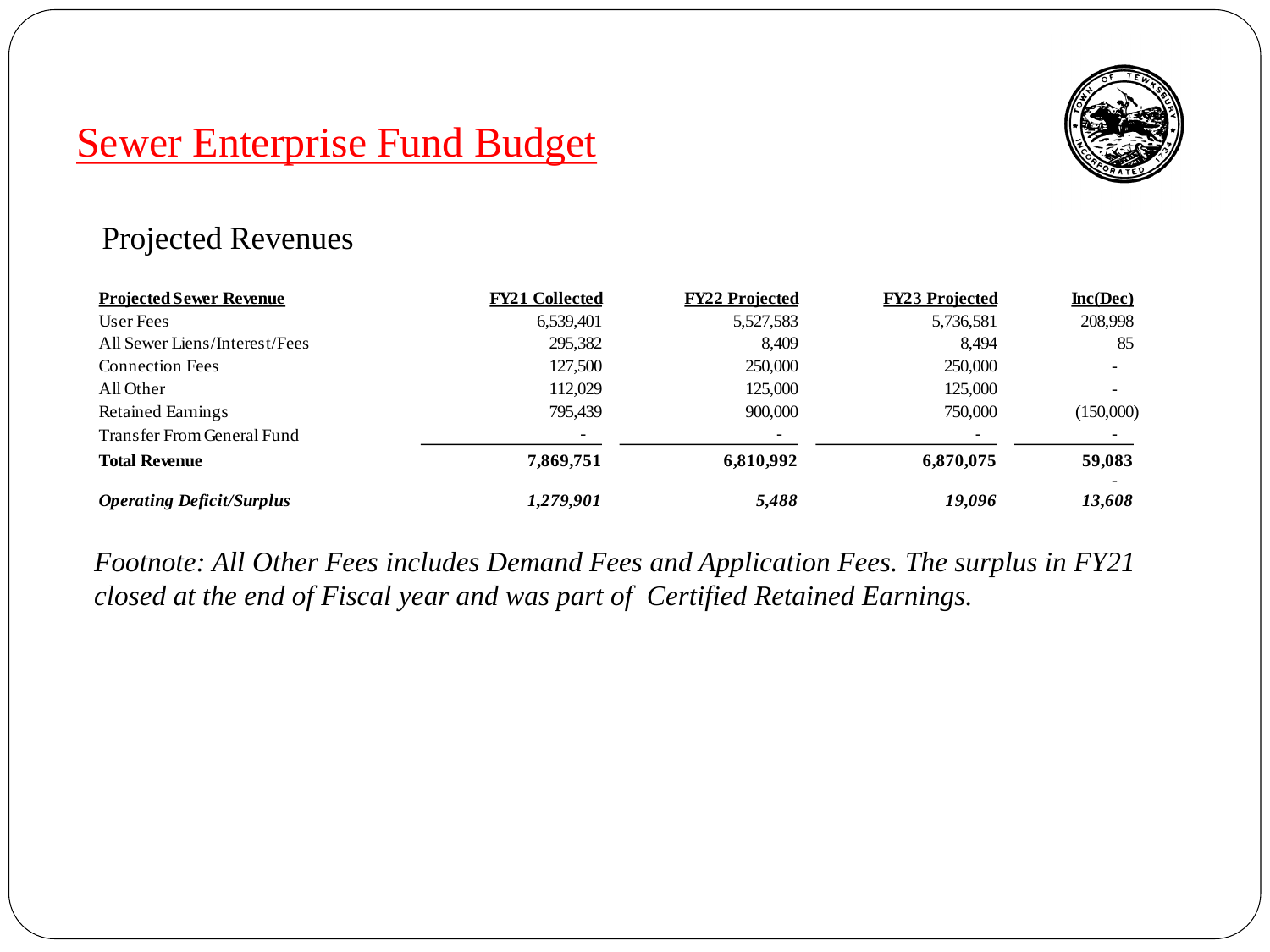# Sewer Enterprise Fund Budget

## Projected Revenues

| Projected Sewer Revenue | FY21 Collected | FY22 Projected | FY23 Projected | Inc(Dec) |
|---|---|---|---|---|
| User Fees | 6,539,401 | 5,527,583 | 5,736,581 | 208,998 |
| All Sewer Liens/Interest/Fees | 295,382 | 8,409 | 8,494 | 85 |
| Connection Fees | 127,500 | 250,000 | 250,000 | - |
| All Other | 112,029 | 125,000 | 125,000 | - |
| Retained Earnings | 795,439 | 900,000 | 750,000 | (150,000) |
| Transfer From General Fund | - | - | - | - |
| **Total Revenue** | **7,869,751** | **6,810,992** | **6,870,075** | **59,083** |
| | | | | - |
| ***Operating Deficit/Surplus*** | ***1,279,901*** | ***5,488*** | ***19,096*** | ***13,608*** |

*Footnote: All Other Fees includes Demand Fees and Application Fees. The surplus in FY21 closed at the end of Fiscal year and was part of Certified Retained Earnings.*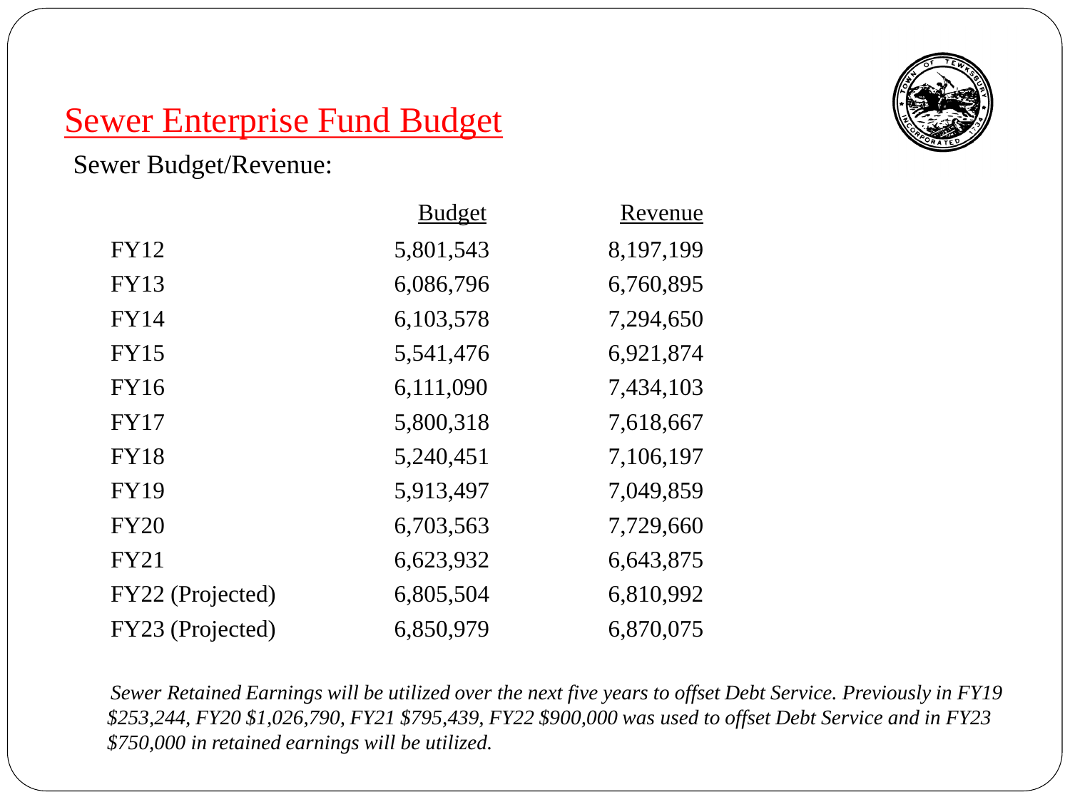# Sewer Enterprise Fund Budget

Sewer Budget/Revenue:

| | Budget | Revenue |
|---|---|---|
| FY12 | 5,801,543 | 8,197,199 |
| FY13 | 6,086,796 | 6,760,895 |
| FY14 | 6,103,578 | 7,294,650 |
| FY15 | 5,541,476 | 6,921,874 |
| FY16 | 6,111,090 | 7,434,103 |
| FY17 | 5,800,318 | 7,618,667 |
| FY18 | 5,240,451 | 7,106,197 |
| FY19 | 5,913,497 | 7,049,859 |
| FY20 | 6,703,563 | 7,729,660 |
| FY21 | 6,623,932 | 6,643,875 |
| FY22 (Projected) | 6,805,504 | 6,810,992 |
| FY23 (Projected) | 6,850,979 | 6,870,075 |

*Sewer Retained Earnings will be utilized over the next five years to offset Debt Service. Previously in FY19 $253,244, FY20 $1,026,790, FY21 $795,439, FY22 $900,000 was used to offset Debt Service and in FY23 $750,000 in retained earnings will be utilized.*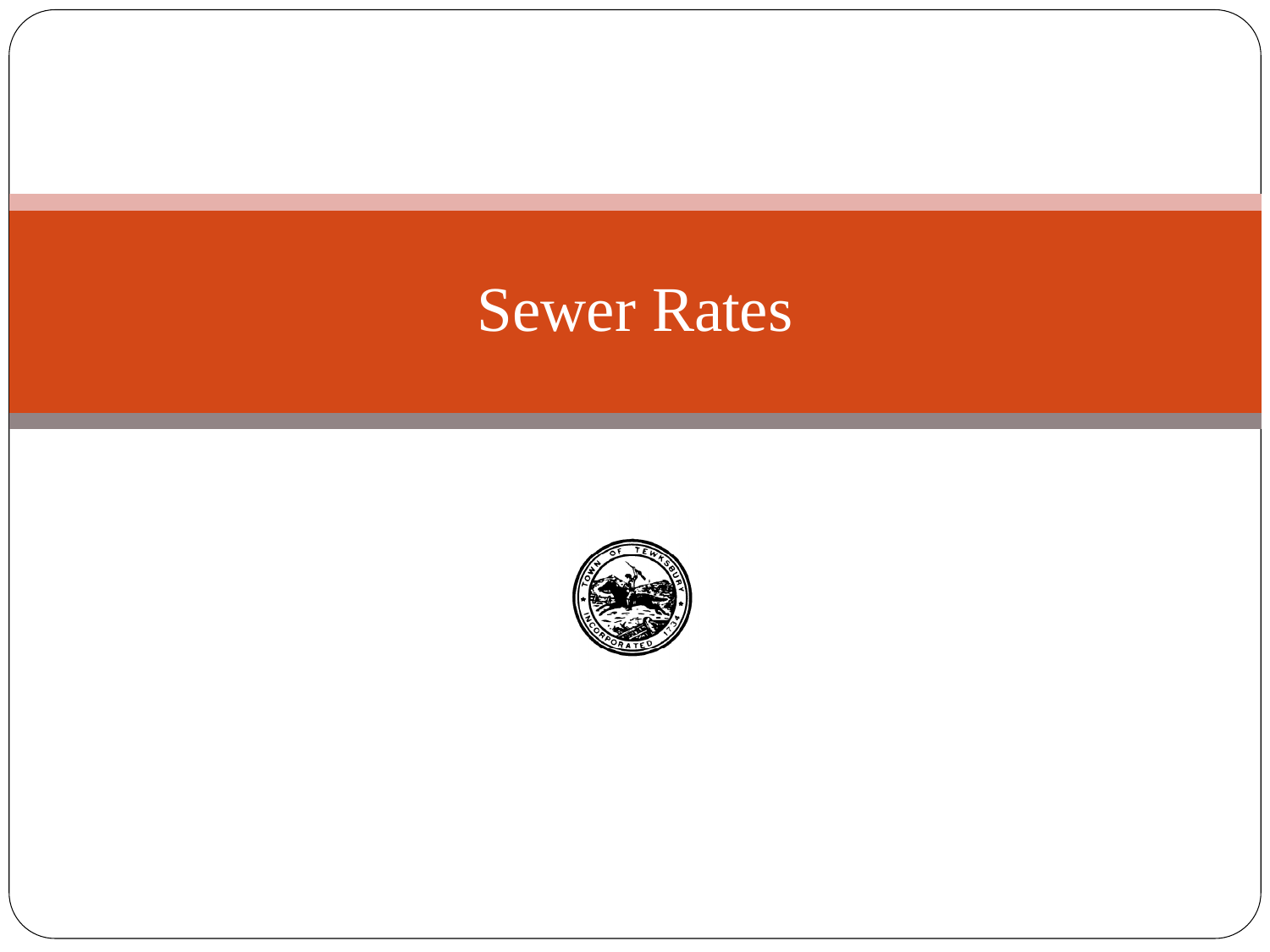# Sewer Rates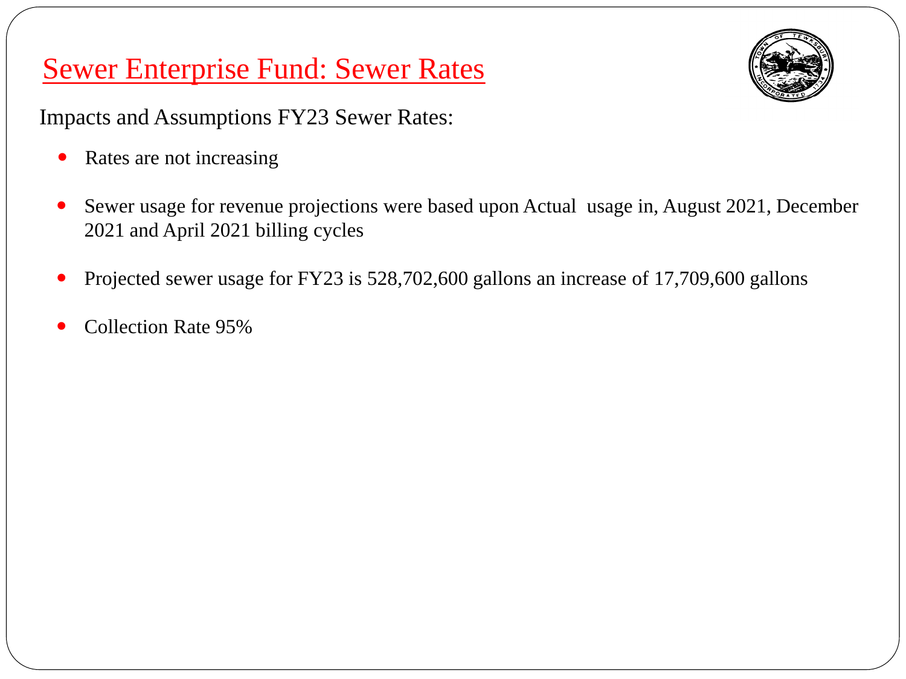# Sewer Enterprise Fund: Sewer Rates

Impacts and Assumptions FY23 Sewer Rates:

- Rates are not increasing
- Sewer usage for revenue projections were based upon Actual usage in, August 2021, December 2021 and April 2021 billing cycles
- Projected sewer usage for FY23 is 528,702,600 gallons an increase of 17,709,600 gallons
- Collection Rate 95%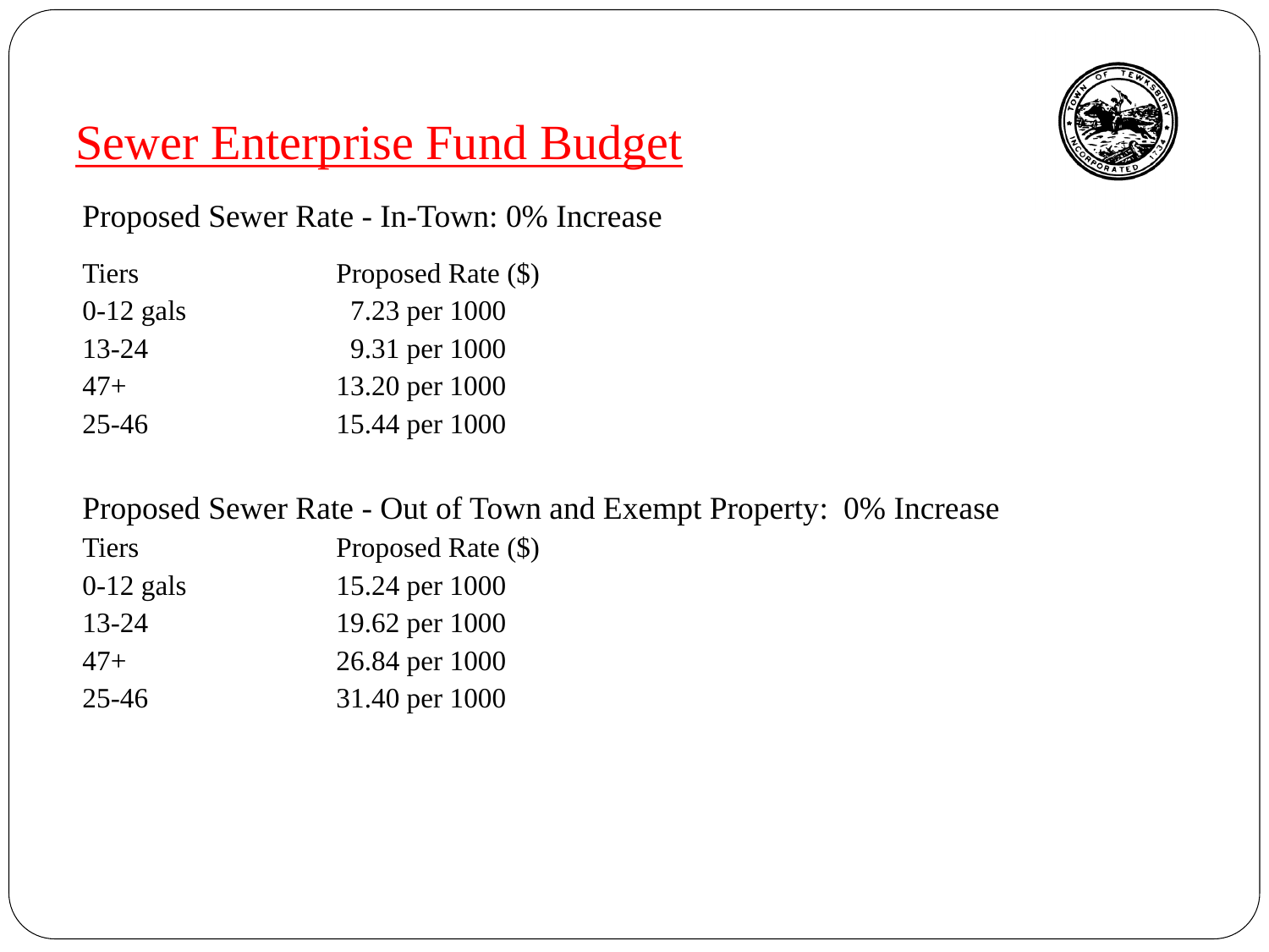# Sewer Enterprise Fund Budget

Proposed Sewer Rate - In-Town: 0% Increase

| Tiers | Proposed Rate ($) |
| --- | --- |
| 0-12 gals | 7.23 per 1000 |
| 13-24 | 9.31 per 1000 |
| 47+ | 13.20 per 1000 |
| 25-46 | 15.44 per 1000 |

Proposed Sewer Rate - Out of Town and Exempt Property: 0% Increase

| Tiers | Proposed Rate ($) |
| --- | --- |
| 0-12 gals | 15.24 per 1000 |
| 13-24 | 19.62 per 1000 |
| 47+ | 26.84 per 1000 |
| 25-46 | 31.40 per 1000 |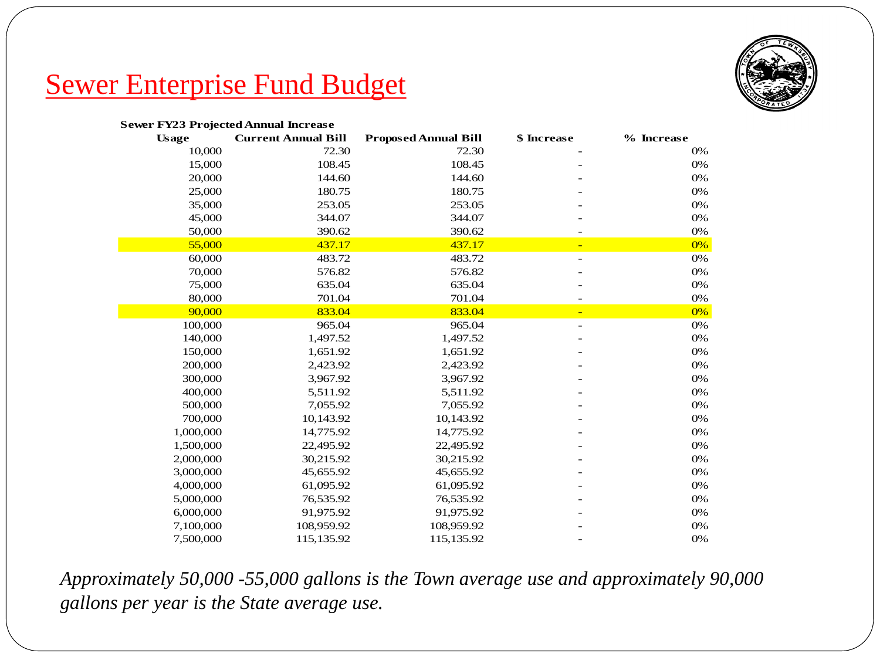# Sewer Enterprise Fund Budget

**Sewer FY23 Projected Annual Increase**

| Usage | Current Annual Bill | Proposed Annual Bill | $ Increase | % Increase |
|---|---|---|---|---|
| 10,000 | 72.30 | 72.30 | - | 0% |
| 15,000 | 108.45 | 108.45 | - | 0% |
| 20,000 | 144.60 | 144.60 | - | 0% |
| 25,000 | 180.75 | 180.75 | - | 0% |
| 35,000 | 253.05 | 253.05 | - | 0% |
| 45,000 | 344.07 | 344.07 | - | 0% |
| 50,000 | 390.62 | 390.62 | - | 0% |
| 55,000 | 437.17 | 437.17 | - | 0% |
| 60,000 | 483.72 | 483.72 | - | 0% |
| 70,000 | 576.82 | 576.82 | - | 0% |
| 75,000 | 635.04 | 635.04 | - | 0% |
| 80,000 | 701.04 | 701.04 | - | 0% |
| 90,000 | 833.04 | 833.04 | - | 0% |
| 100,000 | 965.04 | 965.04 | - | 0% |
| 140,000 | 1,497.52 | 1,497.52 | - | 0% |
| 150,000 | 1,651.92 | 1,651.92 | - | 0% |
| 200,000 | 2,423.92 | 2,423.92 | - | 0% |
| 300,000 | 3,967.92 | 3,967.92 | - | 0% |
| 400,000 | 5,511.92 | 5,511.92 | - | 0% |
| 500,000 | 7,055.92 | 7,055.92 | - | 0% |
| 700,000 | 10,143.92 | 10,143.92 | - | 0% |
| 1,000,000 | 14,775.92 | 14,775.92 | - | 0% |
| 1,500,000 | 22,495.92 | 22,495.92 | - | 0% |
| 2,000,000 | 30,215.92 | 30,215.92 | - | 0% |
| 3,000,000 | 45,655.92 | 45,655.92 | - | 0% |
| 4,000,000 | 61,095.92 | 61,095.92 | - | 0% |
| 5,000,000 | 76,535.92 | 76,535.92 | - | 0% |
| 6,000,000 | 91,975.92 | 91,975.92 | - | 0% |
| 7,100,000 | 108,959.92 | 108,959.92 | - | 0% |
| 7,500,000 | 115,135.92 | 115,135.92 | - | 0% |

*Approximately 50,000 -55,000 gallons is the Town average use and approximately 90,000 gallons per year is the State average use.*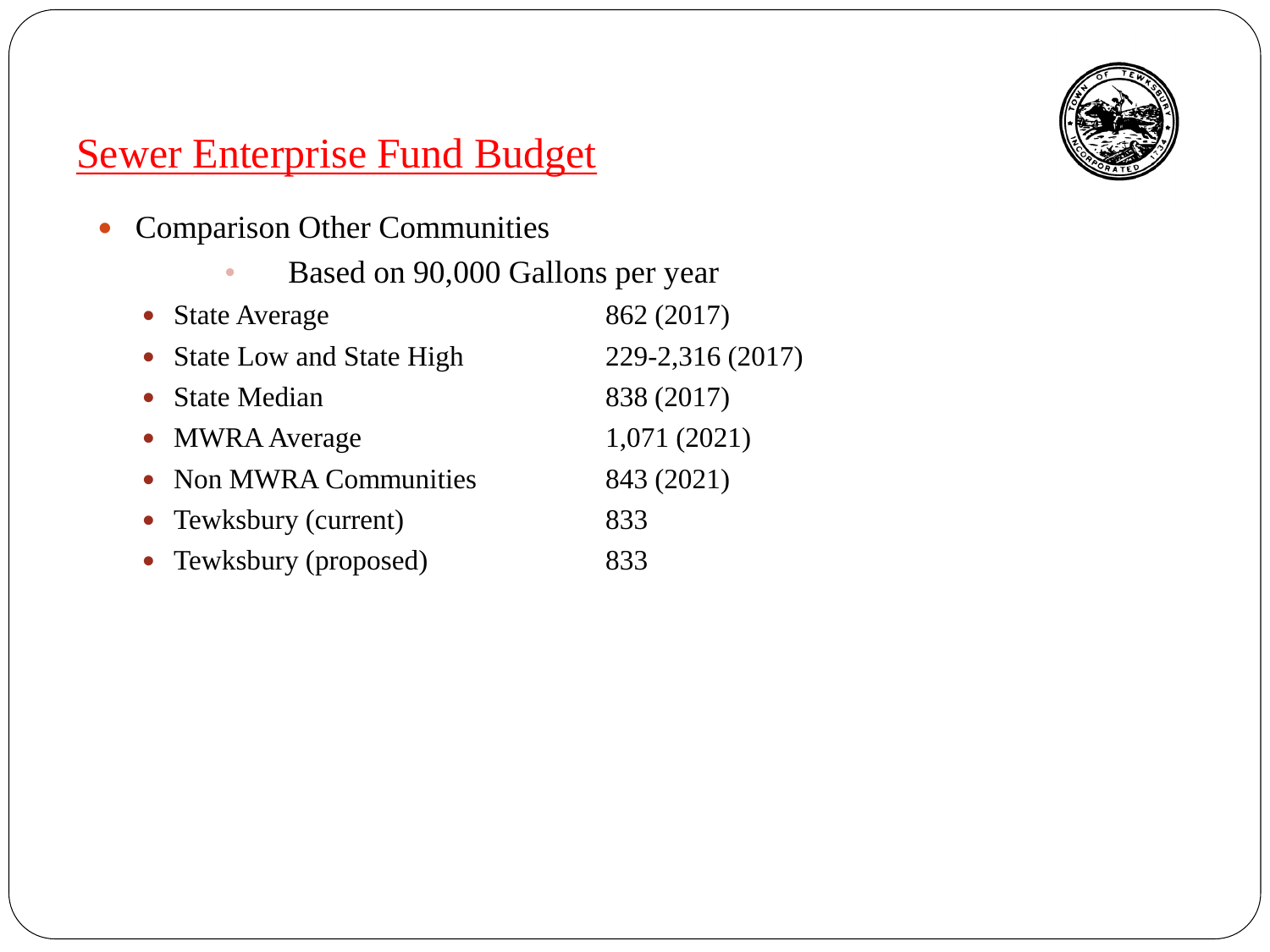## Sewer Enterprise Fund Budget

- Comparison Other Communities
  - Based on 90,000 Gallons per year

| | |
|---|---|
| State Average | 862 (2017) |
| State Low and State High | 229-2,316 (2017) |
| State Median | 838 (2017) |
| MWRA Average | 1,071 (2021) |
| Non MWRA Communities | 843 (2021) |
| Tewksbury (current) | 833 |
| Tewksbury (proposed) | 833 |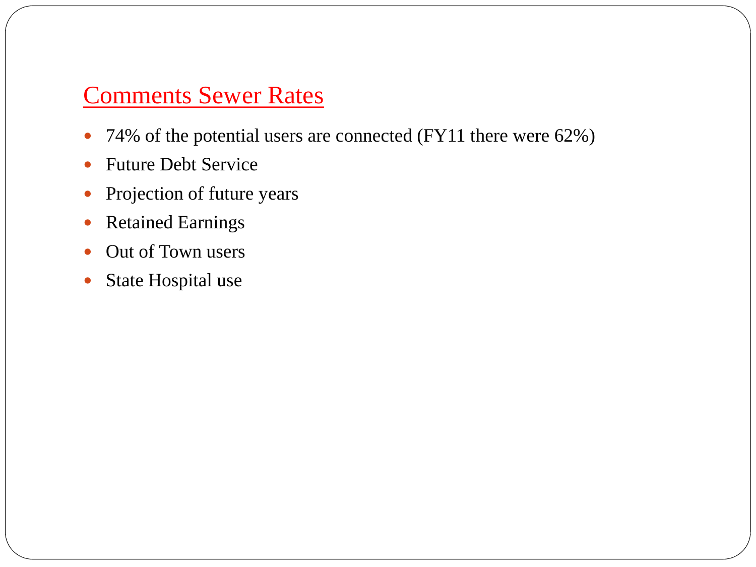## Comments Sewer Rates

- 74% of the potential users are connected (FY11 there were 62%)
- Future Debt Service
- Projection of future years
- Retained Earnings
- Out of Town users
- State Hospital use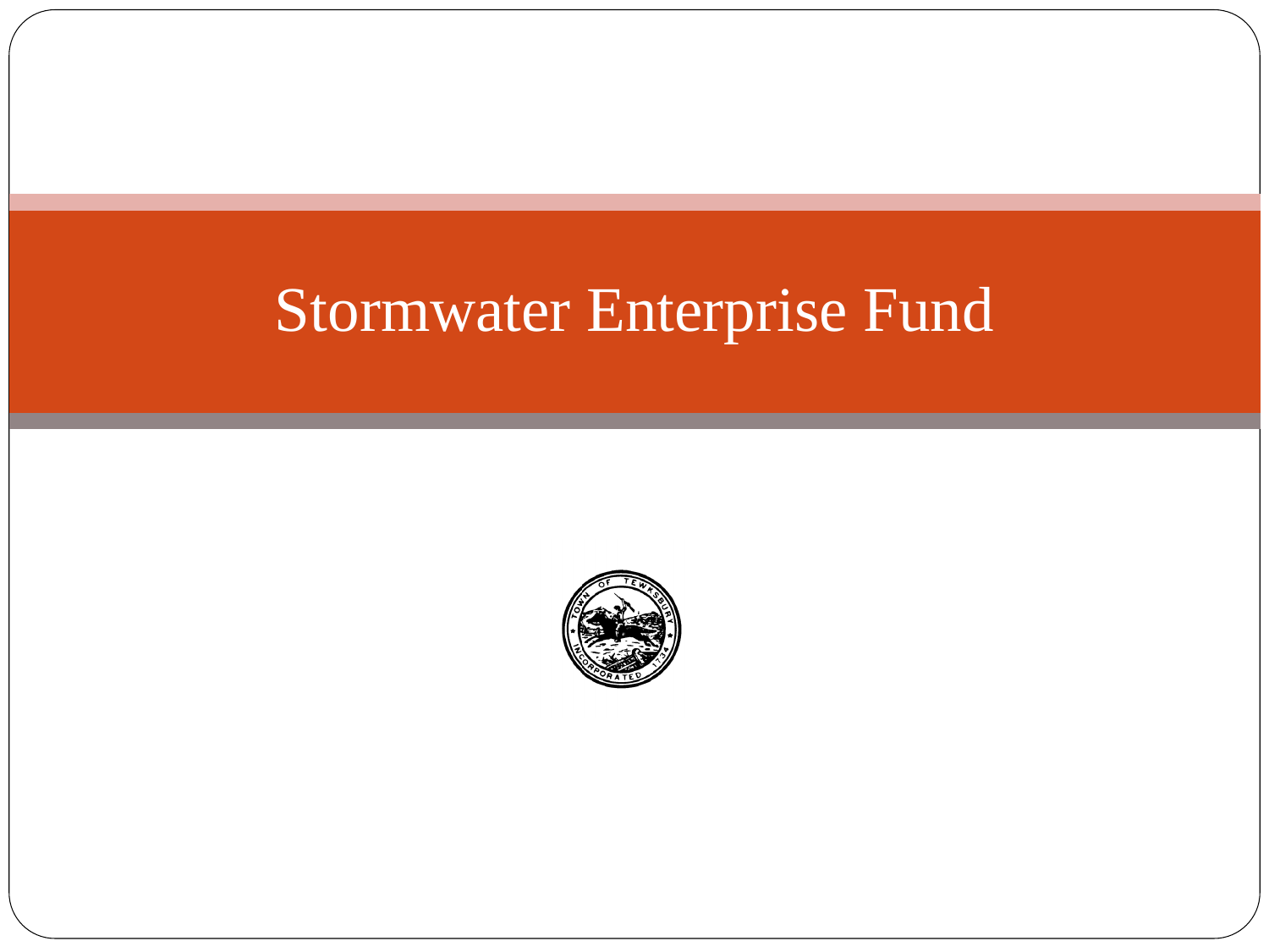# Stormwater Enterprise Fund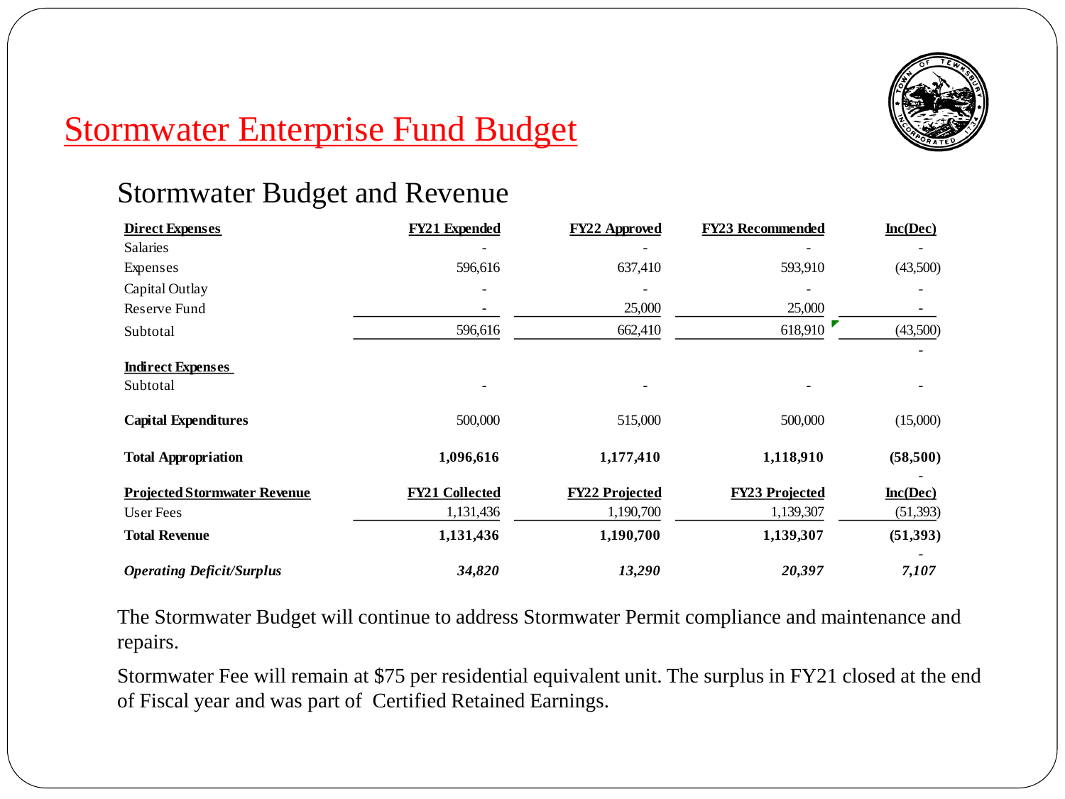# Stormwater Enterprise Fund Budget

## Stormwater Budget and Revenue

| Direct Expenses | FY21 Expended | FY22 Approved | FY23 Recommended | Inc(Dec) |
|---|---|---|---|---|
| Salaries | - | - | - | - |
| Expenses | 596,616 | 637,410 | 593,910 | (43,500) |
| Capital Outlay | - | - | - | - |
| Reserve Fund | - | 25,000 | 25,000 | - |
| Subtotal | 596,616 | 662,410 | 618,910 | (43,500) |
| | | | | - |
| **Indirect Expenses** | | | | |
| Subtotal | - | - | - | - |
| **Capital Expenditures** | 500,000 | 515,000 | 500,000 | (15,000) |
| **Total Appropriation** | **1,096,616** | **1,177,410** | **1,118,910** | **(58,500)** |
| | | | | - |
| **Projected Stormwater Revenue** | **FY21 Collected** | **FY22 Projected** | **FY23 Projected** | **Inc(Dec)** |
| User Fees | 1,131,436 | 1,190,700 | 1,139,307 | (51,393) |
| **Total Revenue** | **1,131,436** | **1,190,700** | **1,139,307** | **(51,393)** |
| | | | | - |
| ***Operating Deficit/Surplus*** | ***34,820*** | ***13,290*** | ***20,397*** | ***7,107*** |

The Stormwater Budget will continue to address Stormwater Permit compliance and maintenance and repairs.

Stormwater Fee will remain at $75 per residential equivalent unit. The surplus in FY21 closed at the end of Fiscal year and was part of Certified Retained Earnings.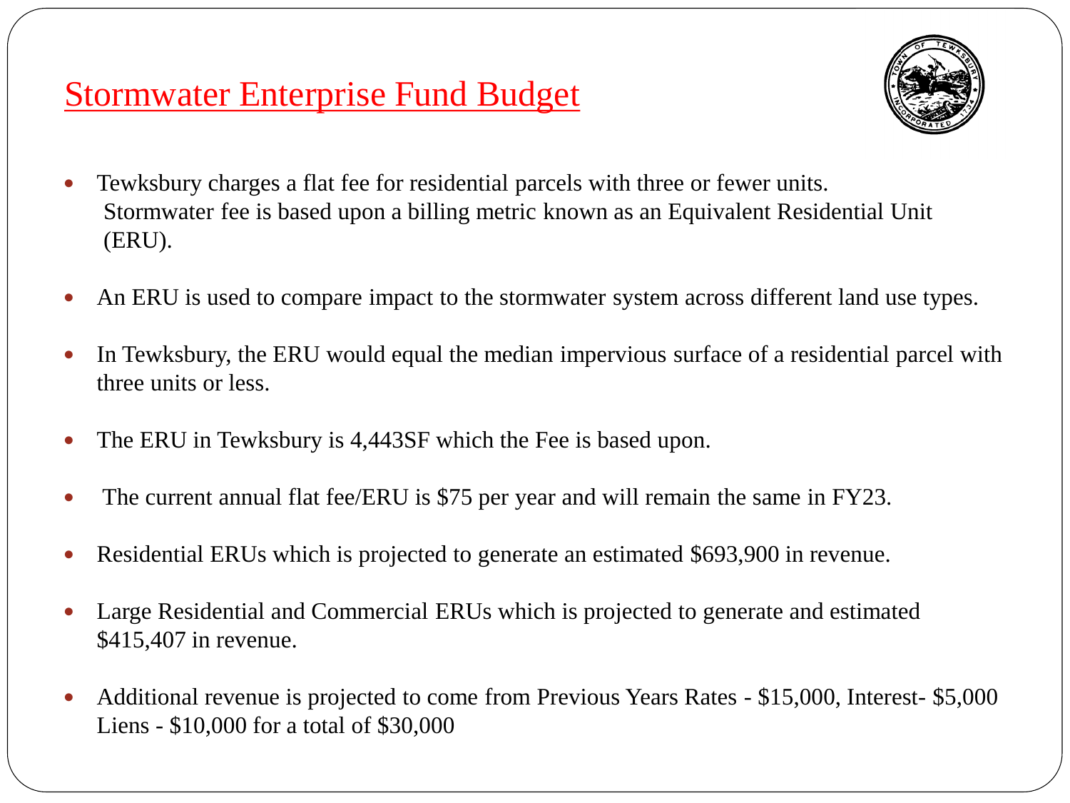# Stormwater Enterprise Fund Budget

- Tewksbury charges a flat fee for residential parcels with three or fewer units. Stormwater fee is based upon a billing metric known as an Equivalent Residential Unit (ERU).
- An ERU is used to compare impact to the stormwater system across different land use types.
- In Tewksbury, the ERU would equal the median impervious surface of a residential parcel with three units or less.
- The ERU in Tewksbury is 4,443SF which the Fee is based upon.
- The current annual flat fee/ERU is $75 per year and will remain the same in FY23.
- Residential ERUs which is projected to generate an estimated $693,900 in revenue.
- Large Residential and Commercial ERUs which is projected to generate and estimated $415,407 in revenue.
- Additional revenue is projected to come from Previous Years Rates - $15,000, Interest- $5,000 Liens - $10,000 for a total of $30,000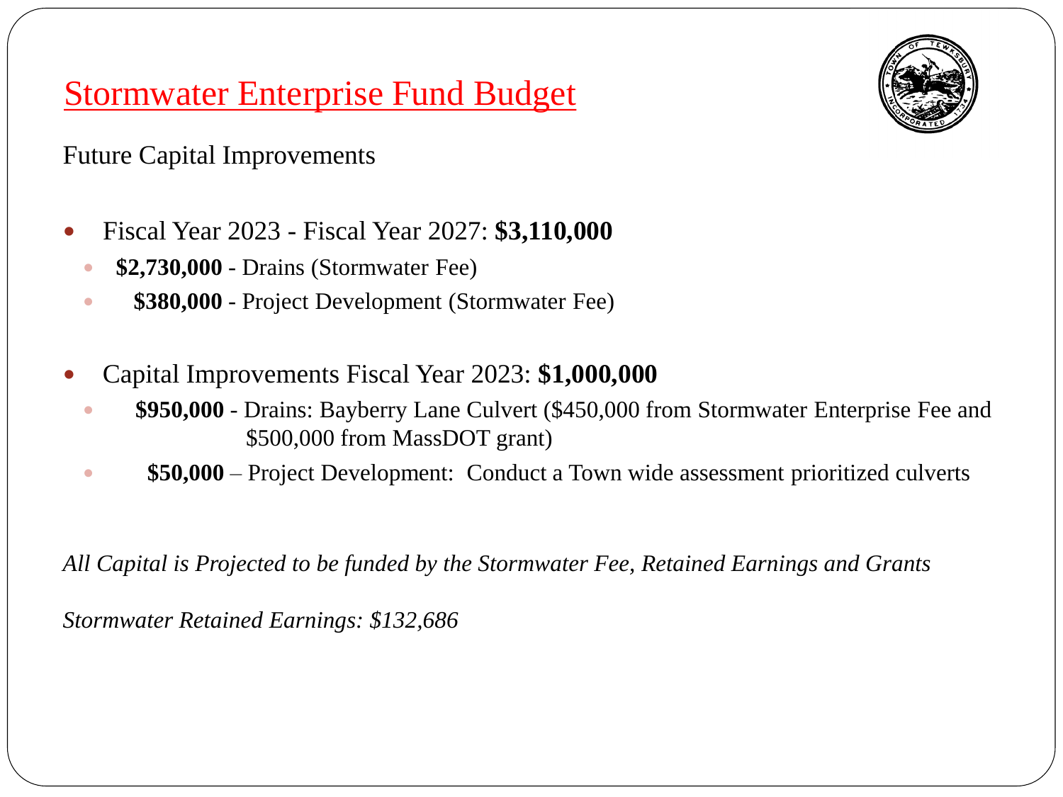# Stormwater Enterprise Fund Budget

Future Capital Improvements

- Fiscal Year 2023 - Fiscal Year 2027: **$3,110,000**
  - **$2,730,000** - Drains (Stormwater Fee)
  - **$380,000** - Project Development (Stormwater Fee)

- Capital Improvements Fiscal Year 2023: **$1,000,000**
  - **$950,000** - Drains: Bayberry Lane Culvert ($450,000 from Stormwater Enterprise Fee and $500,000 from MassDOT grant)
  - **$50,000** – Project Development: Conduct a Town wide assessment prioritized culverts

*All Capital is Projected to be funded by the Stormwater Fee, Retained Earnings and Grants*

*Stormwater Retained Earnings: $132,686*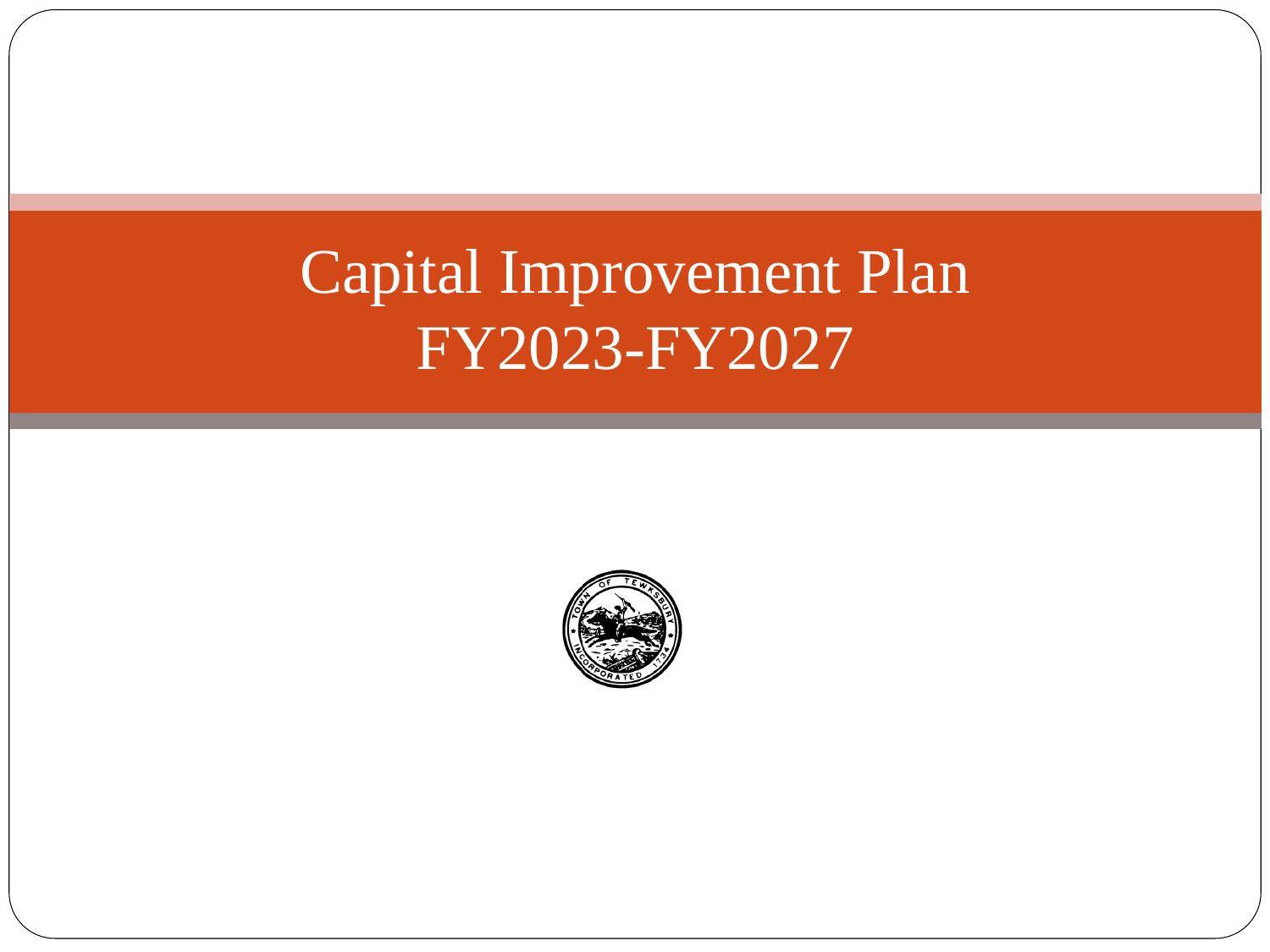# Capital Improvement Plan
# FY2023-FY2027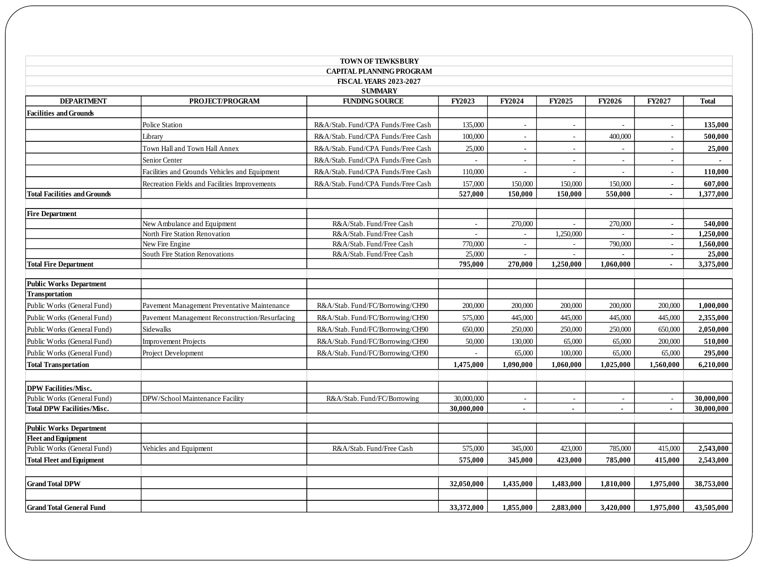**TOWN OF TEWKSBURY**
**CAPITAL PLANNING PROGRAM**
**FISCAL YEARS 2023-2027**
**SUMMARY**

| DEPARTMENT | PROJECT/PROGRAM | FUNDING SOURCE | FY2023 | FY2024 | FY2025 | FY2026 | FY2027 | Total |
|---|---|---|---|---|---|---|---|---|
| **Facilities and Grounds** | | | | | | | | |
| | Police Station | R&A/Stab. Fund/CPA Funds/Free Cash | 135,000 | - | - | - | - | **135,000** |
| | Library | R&A/Stab. Fund/CPA Funds/Free Cash | 100,000 | - | - | 400,000 | - | **500,000** |
| | Town Hall and Town Hall Annex | R&A/Stab. Fund/CPA Funds/Free Cash | 25,000 | - | - | - | - | **25,000** |
| | Senior Center | R&A/Stab. Fund/CPA Funds/Free Cash | - | - | - | - | - | **-** |
| | Facilities and Grounds Vehicles and Equipment | R&A/Stab. Fund/CPA Funds/Free Cash | 110,000 | - | - | - | - | **110,000** |
| | Recreation Fields and Facilities Improvements | R&A/Stab. Fund/CPA Funds/Free Cash | 157,000 | 150,000 | 150,000 | 150,000 | - | **607,000** |
| **Total Facilities and Grounds** | | | **527,000** | **150,000** | **150,000** | **550,000** | **-** | **1,377,000** |
| | | | | | | | | |
| **Fire Department** | | | | | | | | |
| | New Ambulance and Equipment | R&A/Stab. Fund/Free Cash | - | 270,000 | - | 270,000 | - | **540,000** |
| | North Fire Station Renovation | R&A/Stab. Fund/Free Cash | - | - | 1,250,000 | - | - | **1,250,000** |
| | New Fire Engine | R&A/Stab. Fund/Free Cash | 770,000 | - | - | 790,000 | - | **1,560,000** |
| | South Fire Station Renovations | R&A/Stab. Fund/Free Cash | 25,000 | - | - | - | - | **25,000** |
| **Total Fire Department** | | | **795,000** | **270,000** | **1,250,000** | **1,060,000** | **-** | **3,375,000** |
| | | | | | | | | |
| **Public Works Department** | | | | | | | | |
| **Transportation** | | | | | | | | |
| Public Works (General Fund) | Pavement Management Preventative Maintenance | R&A/Stab. Fund/FC/Borrowing/CH90 | 200,000 | 200,000 | 200,000 | 200,000 | 200,000 | **1,000,000** |
| Public Works (General Fund) | Pavement Management Reconstruction/Resurfacing | R&A/Stab. Fund/FC/Borrowing/CH90 | 575,000 | 445,000 | 445,000 | 445,000 | 445,000 | **2,355,000** |
| Public Works (General Fund) | Sidewalks | R&A/Stab. Fund/FC/Borrowing/CH90 | 650,000 | 250,000 | 250,000 | 250,000 | 650,000 | **2,050,000** |
| Public Works (General Fund) | Improvement Projects | R&A/Stab. Fund/FC/Borrowing/CH90 | 50,000 | 130,000 | 65,000 | 65,000 | 200,000 | **510,000** |
| Public Works (General Fund) | Project Development | R&A/Stab. Fund/FC/Borrowing/CH90 | - | 65,000 | 100,000 | 65,000 | 65,000 | **295,000** |
| **Total Transportation** | | | **1,475,000** | **1,090,000** | **1,060,000** | **1,025,000** | **1,560,000** | **6,210,000** |
| | | | | | | | | |
| **DPW Facilities/Misc.** | | | | | | | | |
| Public Works (General Fund) | DPW/School Maintenance Facility | R&A/Stab. Fund/FC/Borrowing | 30,000,000 | - | - | - | - | **30,000,000** |
| **Total DPW Facilities/Misc.** | | | **30,000,000** | **-** | **-** | **-** | **-** | **30,000,000** |
| | | | | | | | | |
| **Public Works Department** | | | | | | | | |
| **Fleet and Equipment** | | | | | | | | |
| Public Works (General Fund) | Vehicles and Equipment | R&A/Stab. Fund/Free Cash | 575,000 | 345,000 | 423,000 | 785,000 | 415,000 | **2,543,000** |
| **Total Fleet and Equipment** | | | **575,000** | **345,000** | **423,000** | **785,000** | **415,000** | **2,543,000** |
| | | | | | | | | |
| **Grand Total DPW** | | | **32,050,000** | **1,435,000** | **1,483,000** | **1,810,000** | **1,975,000** | **38,753,000** |
| | | | | | | | | |
| **Grand Total General Fund** | | | **33,372,000** | **1,855,000** | **2,883,000** | **3,420,000** | **1,975,000** | **43,505,000** |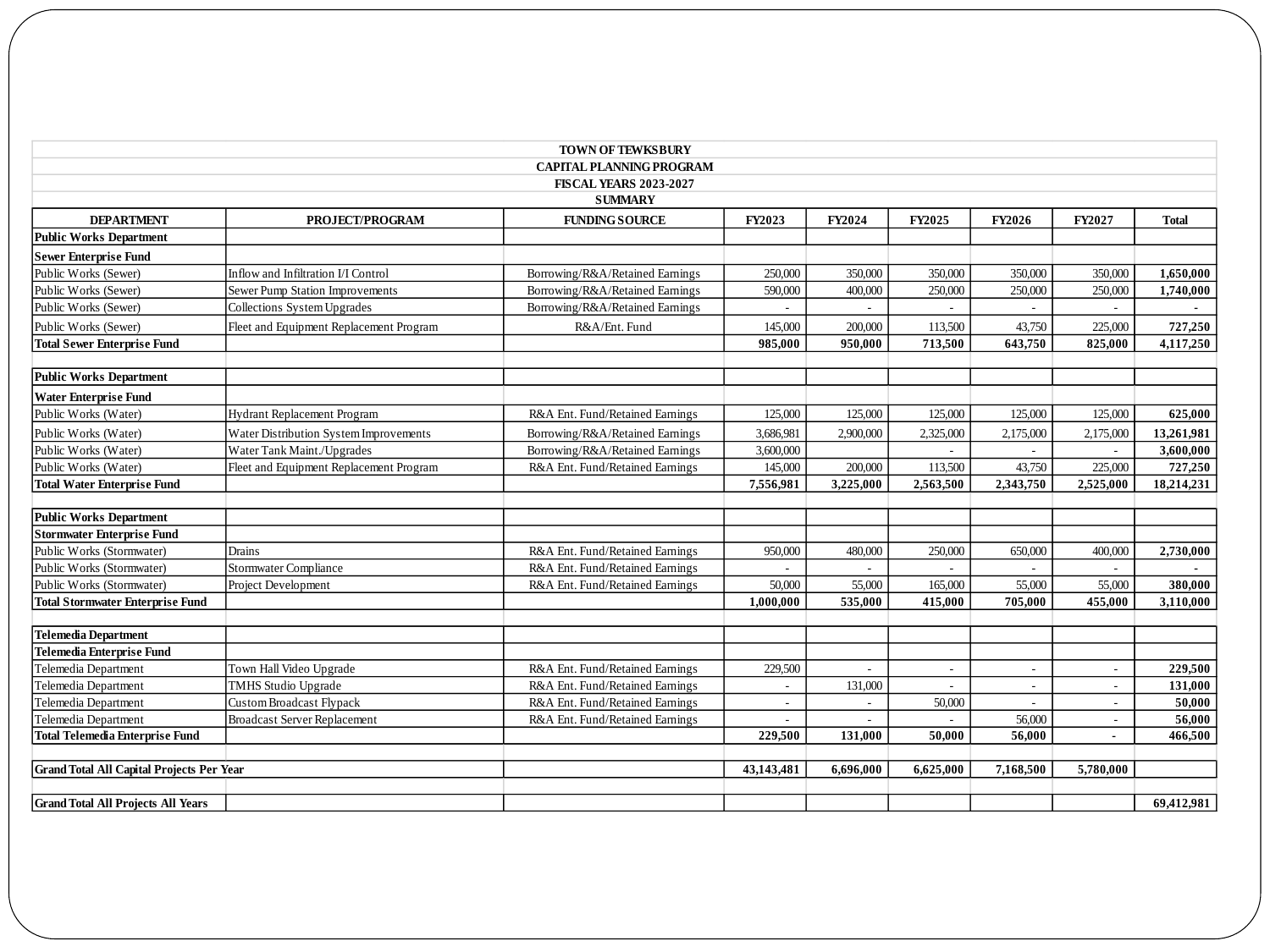| TOWN OF TEWKSBURY | | | | | | | | |
|---|---|---|---|---|---|---|---|---|
| CAPITAL PLANNING PROGRAM | | | | | | | | |
| FISCAL YEARS 2023-2027 | | | | | | | | |
| SUMMARY | | | | | | | | |
| **DEPARTMENT** | **PROJECT/PROGRAM** | **FUNDING SOURCE** | **FY2023** | **FY2024** | **FY2025** | **FY2026** | **FY2027** | **Total** |
| **Public Works Department** | | | | | | | | |
| **Sewer Enterprise Fund** | | | | | | | | |
| Public Works (Sewer) | Inflow and Infiltration I/I Control | Borrowing/R&A/Retained Earnings | 250,000 | 350,000 | 350,000 | 350,000 | 350,000 | **1,650,000** |
| Public Works (Sewer) | Sewer Pump Station Improvements | Borrowing/R&A/Retained Earnings | 590,000 | 400,000 | 250,000 | 250,000 | 250,000 | **1,740,000** |
| Public Works (Sewer) | Collections System Upgrades | Borrowing/R&A/Retained Earnings | - | - | - | - | - | - |
| Public Works (Sewer) | Fleet and Equipment Replacement Program | R&A/Ent. Fund | 145,000 | 200,000 | 113,500 | 43,750 | 225,000 | **727,250** |
| **Total Sewer Enterprise Fund** | | | **985,000** | **950,000** | **713,500** | **643,750** | **825,000** | **4,117,250** |
| | | | | | | | | |
| **Public Works Department** | | | | | | | | |
| **Water Enterprise Fund** | | | | | | | | |
| Public Works (Water) | Hydrant Replacement Program | R&A Ent. Fund/Retained Earnings | 125,000 | 125,000 | 125,000 | 125,000 | 125,000 | **625,000** |
| Public Works (Water) | Water Distribution System Improvements | Borrowing/R&A/Retained Earnings | 3,686,981 | 2,900,000 | 2,325,000 | 2,175,000 | 2,175,000 | **13,261,981** |
| Public Works (Water) | Water Tank Maint./Upgrades | Borrowing/R&A/Retained Earnings | 3,600,000 | | - | - | - | **3,600,000** |
| Public Works (Water) | Fleet and Equipment Replacement Program | R&A Ent. Fund/Retained Earnings | 145,000 | 200,000 | 113,500 | 43,750 | 225,000 | **727,250** |
| **Total Water Enterprise Fund** | | | **7,556,981** | **3,225,000** | **2,563,500** | **2,343,750** | **2,525,000** | **18,214,231** |
| | | | | | | | | |
| **Public Works Department** | | | | | | | | |
| **Stormwater Enterprise Fund** | | | | | | | | |
| Public Works (Stormwater) | Drains | R&A Ent. Fund/Retained Earnings | 950,000 | 480,000 | 250,000 | 650,000 | 400,000 | **2,730,000** |
| Public Works (Stormwater) | Stormwater Compliance | R&A Ent. Fund/Retained Earnings | - | - | - | - | - | - |
| Public Works (Stormwater) | Project Development | R&A Ent. Fund/Retained Earnings | 50,000 | 55,000 | 165,000 | 55,000 | 55,000 | **380,000** |
| **Total Stormwater Enterprise Fund** | | | **1,000,000** | **535,000** | **415,000** | **705,000** | **455,000** | **3,110,000** |
| | | | | | | | | |
| **Telemedia Department** | | | | | | | | |
| **Telemedia Enterprise Fund** | | | | | | | | |
| Telemedia Department | Town Hall Video Upgrade | R&A Ent. Fund/Retained Earnings | 229,500 | - | - | - | - | **229,500** |
| Telemedia Department | TMHS Studio Upgrade | R&A Ent. Fund/Retained Earnings | - | 131,000 | - | - | - | **131,000** |
| Telemedia Department | Custom Broadcast Flypack | R&A Ent. Fund/Retained Earnings | - | - | 50,000 | - | - | **50,000** |
| Telemedia Department | Broadcast Server Replacement | R&A Ent. Fund/Retained Earnings | - | - | - | 56,000 | - | **56,000** |
| **Total Telemedia Enterprise Fund** | | | **229,500** | **131,000** | **50,000** | **56,000** | **-** | **466,500** |
| | | | | | | | | |
| **Grand Total All Capital Projects Per Year** | | | **43,143,481** | **6,696,000** | **6,625,000** | **7,168,500** | **5,780,000** | |
| | | | | | | | | |
| **Grand Total All Projects All Years** | | | | | | | | **69,412,981** |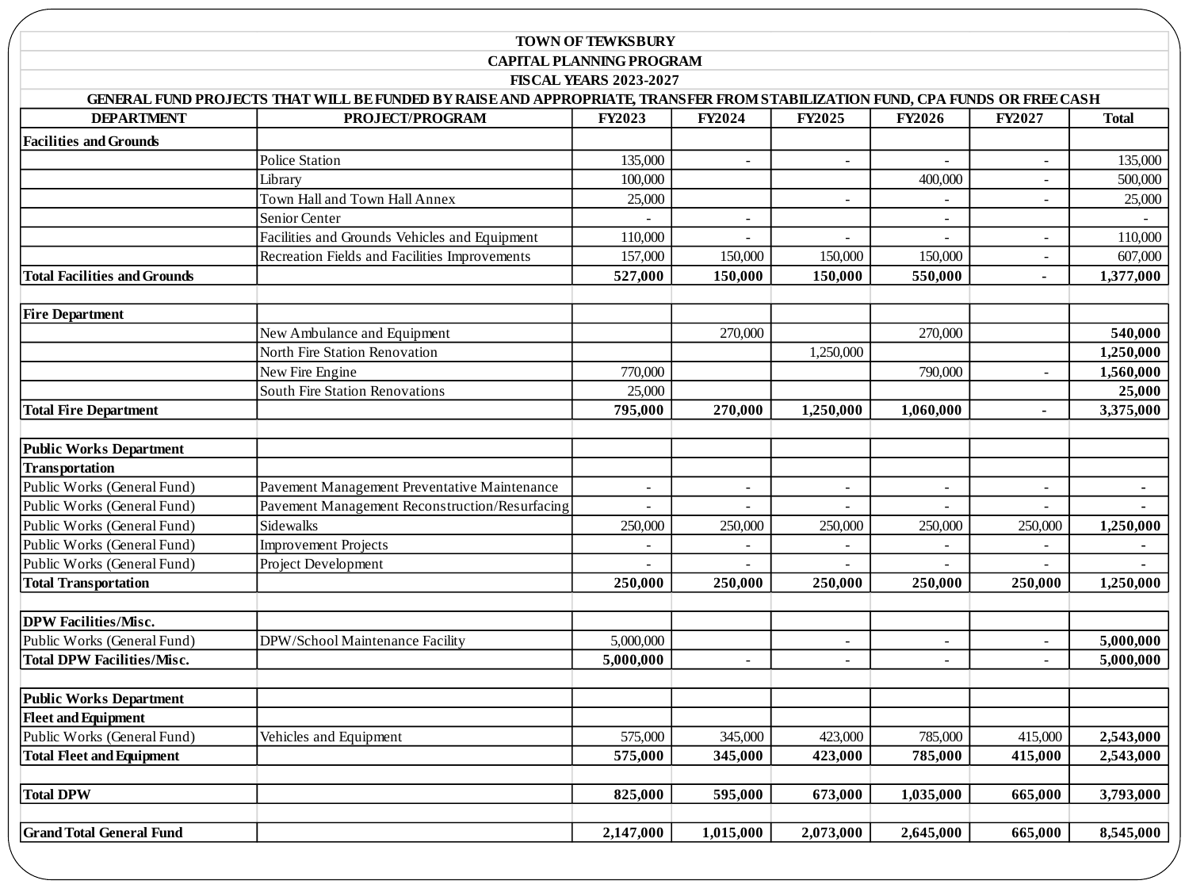**TOWN OF TEWKSBURY**

**CAPITAL PLANNING PROGRAM**

**FISCAL YEARS 2023-2027**

**GENERAL FUND PROJECTS THAT WILL BE FUNDED BY RAISE AND APPROPRIATE, TRANSFER FROM STABILIZATION FUND, CPA FUNDS OR FREE CASH**

| DEPARTMENT | PROJECT/PROGRAM | FY2023 | FY2024 | FY2025 | FY2026 | FY2027 | Total |
|---|---|---|---|---|---|---|---|
| **Facilities and Grounds** | | | | | | | |
| | Police Station | 135,000 | - | - | - | - | 135,000 |
| | Library | 100,000 | | | 400,000 | - | 500,000 |
| | Town Hall and Town Hall Annex | 25,000 | | - | - | - | 25,000 |
| | Senior Center | - | - | | - | | - |
| | Facilities and Grounds Vehicles and Equipment | 110,000 | - | - | - | - | 110,000 |
| | Recreation Fields and Facilities Improvements | 157,000 | 150,000 | 150,000 | 150,000 | - | 607,000 |
| **Total Facilities and Grounds** | | **527,000** | **150,000** | **150,000** | **550,000** | **-** | **1,377,000** |
| | | | | | | | |
| **Fire Department** | | | | | | | |
| | New Ambulance and Equipment | | 270,000 | | 270,000 | | **540,000** |
| | North Fire Station Renovation | | | 1,250,000 | | | **1,250,000** |
| | New Fire Engine | 770,000 | | | 790,000 | - | **1,560,000** |
| | South Fire Station Renovations | 25,000 | | | | | **25,000** |
| **Total Fire Department** | | **795,000** | **270,000** | **1,250,000** | **1,060,000** | **-** | **3,375,000** |
| | | | | | | | |
| **Public Works Department** | | | | | | | |
| **Transportation** | | | | | | | |
| Public Works (General Fund) | Pavement Management Preventative Maintenance | - | - | - | - | - | **-** |
| Public Works (General Fund) | Pavement Management Reconstruction/Resurfacing | - | - | - | - | - | **-** |
| Public Works (General Fund) | Sidewalks | 250,000 | 250,000 | 250,000 | 250,000 | 250,000 | **1,250,000** |
| Public Works (General Fund) | Improvement Projects | - | - | - | - | - | **-** |
| Public Works (General Fund) | Project Development | - | - | - | - | - | **-** |
| **Total Transportation** | | **250,000** | **250,000** | **250,000** | **250,000** | **250,000** | **1,250,000** |
| | | | | | | | |
| **DPW Facilities/Misc.** | | | | | | | |
| Public Works (General Fund) | DPW/School Maintenance Facility | 5,000,000 | | - | - | - | **5,000,000** |
| **Total DPW Facilities/Misc.** | | **5,000,000** | **-** | **-** | **-** | **-** | **5,000,000** |
| | | | | | | | |
| **Public Works Department** | | | | | | | |
| **Fleet and Equipment** | | | | | | | |
| Public Works (General Fund) | Vehicles and Equipment | 575,000 | 345,000 | 423,000 | 785,000 | 415,000 | **2,543,000** |
| **Total Fleet and Equipment** | | **575,000** | **345,000** | **423,000** | **785,000** | **415,000** | **2,543,000** |
| | | | | | | | |
| **Total DPW** | | **825,000** | **595,000** | **673,000** | **1,035,000** | **665,000** | **3,793,000** |
| | | | | | | | |
| **Grand Total General Fund** | | **2,147,000** | **1,015,000** | **2,073,000** | **2,645,000** | **665,000** | **8,545,000** |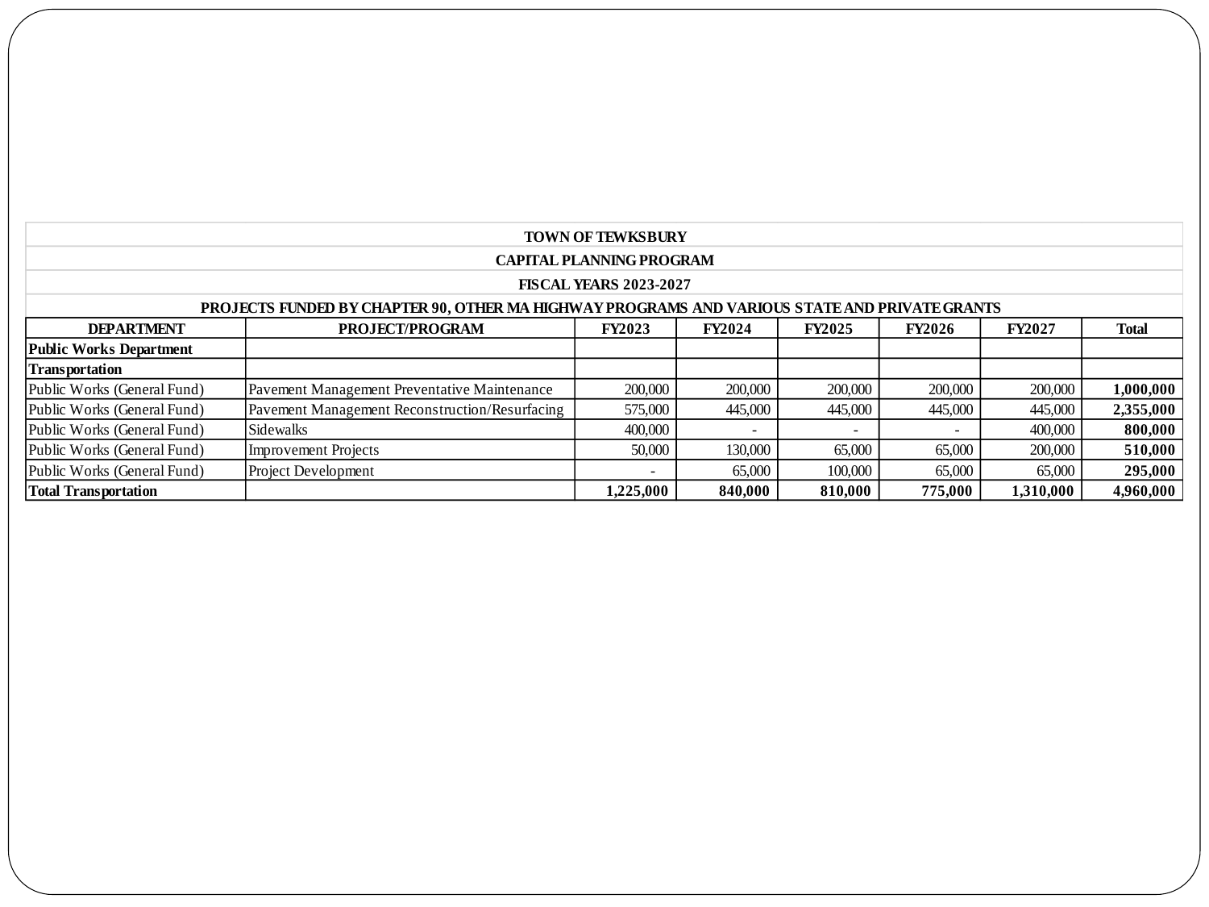| TOWN OF TEWKSBURY | | | | | | | |
|---|---|---|---|---|---|---|---|
| CAPITAL PLANNING PROGRAM | | | | | | | |
| FISCAL YEARS 2023-2027 | | | | | | | |
| PROJECTS FUNDED BY CHAPTER 90, OTHER MA HIGHWAY PROGRAMS AND VARIOUS STATE AND PRIVATE GRANTS | | | | | | | |
| **DEPARTMENT** | **PROJECT/PROGRAM** | **FY2023** | **FY2024** | **FY2025** | **FY2026** | **FY2027** | **Total** |
| **Public Works Department** | | | | | | | |
| **Transportation** | | | | | | | |
| Public Works (General Fund) | Pavement Management Preventative Maintenance | 200,000 | 200,000 | 200,000 | 200,000 | 200,000 | **1,000,000** |
| Public Works (General Fund) | Pavement Management Reconstruction/Resurfacing | 575,000 | 445,000 | 445,000 | 445,000 | 445,000 | **2,355,000** |
| Public Works (General Fund) | Sidewalks | 400,000 | - | - | - | 400,000 | **800,000** |
| Public Works (General Fund) | Improvement Projects | 50,000 | 130,000 | 65,000 | 65,000 | 200,000 | **510,000** |
| Public Works (General Fund) | Project Development | - | 65,000 | 100,000 | 65,000 | 65,000 | **295,000** |
| **Total Transportation** | | **1,225,000** | **840,000** | **810,000** | **775,000** | **1,310,000** | **4,960,000** |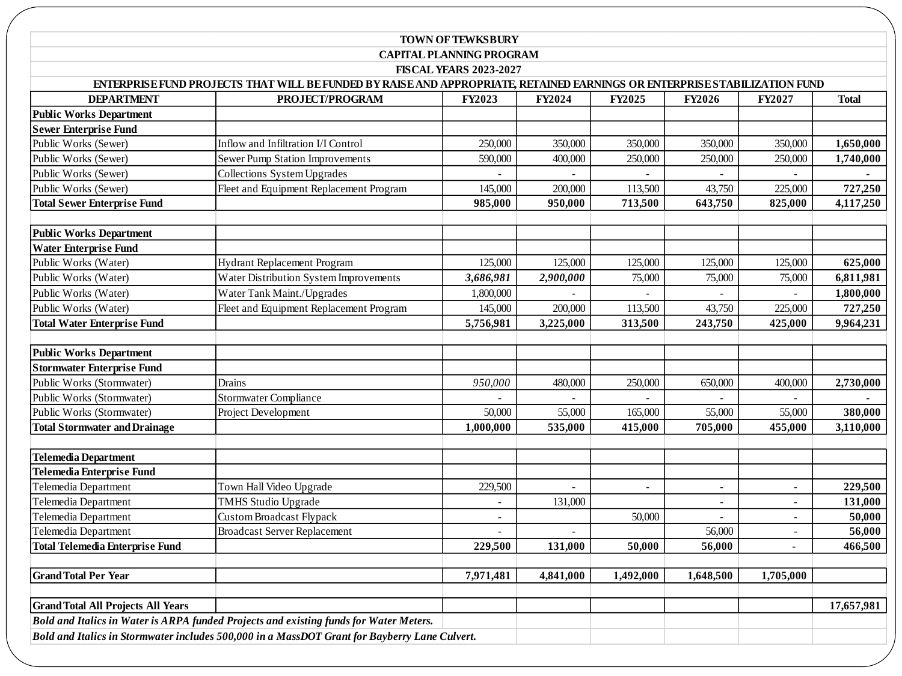# TOWN OF TEWKSBURY

## CAPITAL PLANNING PROGRAM

## FISCAL YEARS 2023-2027

### ENTERPRISE FUND PROJECTS THAT WILL BE FUNDED BY RAISE AND APPROPRIATE, RETAINED EARNINGS OR ENTERPRISE STABILIZATION FUND

| DEPARTMENT | PROJECT/PROGRAM | FY2023 | FY2024 | FY2025 | FY2026 | FY2027 | Total |
|---|---|---|---|---|---|---|---|
| **Public Works Department** | | | | | | | |
| **Sewer Enterprise Fund** | | | | | | | |
| Public Works (Sewer) | Inflow and Infiltration I/I Control | 250,000 | 350,000 | 350,000 | 350,000 | 350,000 | **1,650,000** |
| Public Works (Sewer) | Sewer Pump Station Improvements | 590,000 | 400,000 | 250,000 | 250,000 | 250,000 | **1,740,000** |
| Public Works (Sewer) | Collections System Upgrades | - | - | - | - | - | **-** |
| Public Works (Sewer) | Fleet and Equipment Replacement Program | 145,000 | 200,000 | 113,500 | 43,750 | 225,000 | **727,250** |
| **Total Sewer Enterprise Fund** | | **985,000** | **950,000** | **713,500** | **643,750** | **825,000** | **4,117,250** |
| | | | | | | | |
| **Public Works Department** | | | | | | | |
| **Water Enterprise Fund** | | | | | | | |
| Public Works (Water) | Hydrant Replacement Program | 125,000 | 125,000 | 125,000 | 125,000 | 125,000 | **625,000** |
| Public Works (Water) | Water Distribution System Improvements | ***3,686,981*** | ***2,900,000*** | 75,000 | 75,000 | 75,000 | **6,811,981** |
| Public Works (Water) | Water Tank Maint./Upgrades | 1,800,000 | - | - | - | - | **1,800,000** |
| Public Works (Water) | Fleet and Equipment Replacement Program | 145,000 | 200,000 | 113,500 | 43,750 | 225,000 | **727,250** |
| **Total Water Enterprise Fund** | | **5,756,981** | **3,225,000** | **313,500** | **243,750** | **425,000** | **9,964,231** |
| | | | | | | | |
| **Public Works Department** | | | | | | | |
| **Stormwater Enterprise Fund** | | | | | | | |
| Public Works (Stormwater) | Drains | *950,000* | 480,000 | 250,000 | 650,000 | 400,000 | **2,730,000** |
| Public Works (Stormwater) | Stormwater Compliance | - | - | - | - | - | **-** |
| Public Works (Stormwater) | Project Development | 50,000 | 55,000 | 165,000 | 55,000 | 55,000 | **380,000** |
| **Total Stormwater and Drainage** | | **1,000,000** | **535,000** | **415,000** | **705,000** | **455,000** | **3,110,000** |
| | | | | | | | |
| **Telemedia Department** | | | | | | | |
| **Telemedia Enterprise Fund** | | | | | | | |
| Telemedia Department | Town Hall Video Upgrade | 229,500 | - | - | - | - | **229,500** |
| Telemedia Department | TMHS Studio Upgrade | - | 131,000 | | - | - | **131,000** |
| Telemedia Department | Custom Broadcast Flypack | - | | 50,000 | - | - | **50,000** |
| Telemedia Department | Broadcast Server Replacement | - | - | | 56,000 | - | **56,000** |
| **Total Telemedia Enterprise Fund** | | **229,500** | **131,000** | **50,000** | **56,000** | **-** | **466,500** |
| | | | | | | | |
| **Grand Total Per Year** | | **7,971,481** | **4,841,000** | **1,492,000** | **1,648,500** | **1,705,000** | |
| | | | | | | | |
| **Grand Total All Projects All Years** | | | | | | | **17,657,981** |

***Bold and Italics in Water is ARPA funded Projects and existing funds for Water Meters.***

***Bold and Italics in Stormwater includes 500,000 in a MassDOT Grant for Bayberry Lane Culvert.***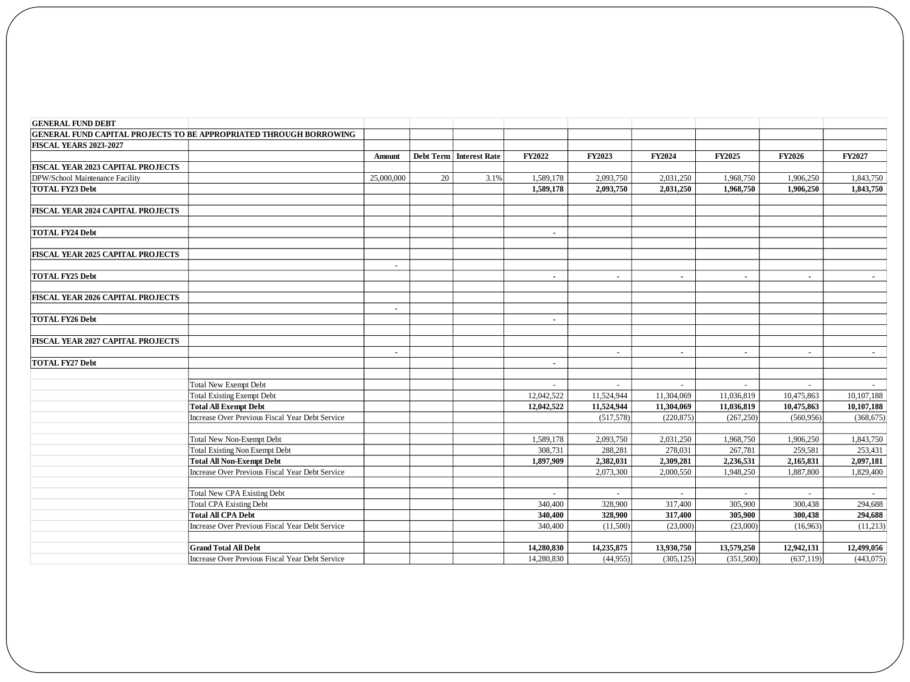| GENERAL FUND DEBT | | | | | | | | | | |
|---|---|---|---|---|---|---|---|---|---|---|
| GENERAL FUND CAPITAL PROJECTS TO BE APPROPRIATED THROUGH BORROWING | | | | | | | | | | |
| FISCAL YEARS 2023-2027 | | | | | | | | | | |
| | | **Amount** | **Debt Term** | **Interest Rate** | **FY2022** | **FY2023** | **FY2024** | **FY2025** | **FY2026** | **FY2027** |
| **FISCAL YEAR 2023 CAPITAL PROJECTS** | | | | | | | | | | |
| DPW/School Maintenance Facility | | 25,000,000 | 20 | 3.1% | 1,589,178 | 2,093,750 | 2,031,250 | 1,968,750 | 1,906,250 | 1,843,750 |
| **TOTAL FY23 Debt** | | | | | **1,589,178** | **2,093,750** | **2,031,250** | **1,968,750** | **1,906,250** | **1,843,750** |
| | | | | | | | | | | |
| **FISCAL YEAR 2024 CAPITAL PROJECTS** | | | | | | | | | | |
| | | | | | | | | | | |
| **TOTAL FY24 Debt** | | | | | - | | | | | |
| | | | | | | | | | | |
| **FISCAL YEAR 2025 CAPITAL PROJECTS** | | | | | | | | | | |
| | | - | | | | | | | | |
| **TOTAL FY25 Debt** | | | | | - | - | - | - | - | - |
| | | | | | | | | | | |
| **FISCAL YEAR 2026 CAPITAL PROJECTS** | | | | | | | | | | |
| | | - | | | | | | | | |
| **TOTAL FY26 Debt** | | | | | - | | | | | |
| | | | | | | | | | | |
| **FISCAL YEAR 2027 CAPITAL PROJECTS** | | | | | | | | | | |
| | | - | | | | - | - | - | - | - |
| **TOTAL FY27 Debt** | | | | | - | | | | | |
| | | | | | | | | | | |
| | Total New Exempt Debt | | | | - | - | - | - | - | - |
| | Total Existing Exempt Debt | | | | 12,042,522 | 11,524,944 | 11,304,069 | 11,036,819 | 10,475,863 | 10,107,188 |
| | **Total All Exempt Debt** | | | | **12,042,522** | **11,524,944** | **11,304,069** | **11,036,819** | **10,475,863** | **10,107,188** |
| | Increase Over Previous Fiscal Year Debt Service | | | | | (517,578) | (220,875) | (267,250) | (560,956) | (368,675) |
| | | | | | | | | | | |
| | Total New Non-Exempt Debt | | | | 1,589,178 | 2,093,750 | 2,031,250 | 1,968,750 | 1,906,250 | 1,843,750 |
| | Total Existing Non Exempt Debt | | | | 308,731 | 288,281 | 278,031 | 267,781 | 259,581 | 253,431 |
| | **Total All Non-Exempt Debt** | | | | **1,897,909** | **2,382,031** | **2,309,281** | **2,236,531** | **2,165,831** | **2,097,181** |
| | Increase Over Previous Fiscal Year Debt Service | | | | | 2,073,300 | 2,000,550 | 1,948,250 | 1,887,800 | 1,829,400 |
| | | | | | | | | | | |
| | Total New CPA Existing Debt | | | | - | - | - | - | - | - |
| | Total CPA Existing Debt | | | | 340,400 | 328,900 | 317,400 | 305,900 | 300,438 | 294,688 |
| | **Total All CPA Debt** | | | | **340,400** | **328,900** | **317,400** | **305,900** | **300,438** | **294,688** |
| | Increase Over Previous Fiscal Year Debt Service | | | | 340,400 | (11,500) | (23,000) | (23,000) | (16,963) | (11,213) |
| | | | | | | | | | | |
| | **Grand Total All Debt** | | | | **14,280,830** | **14,235,875** | **13,930,750** | **13,579,250** | **12,942,131** | **12,499,056** |
| | Increase Over Previous Fiscal Year Debt Service | | | | 14,280,830 | (44,955) | (305,125) | (351,500) | (637,119) | (443,075) |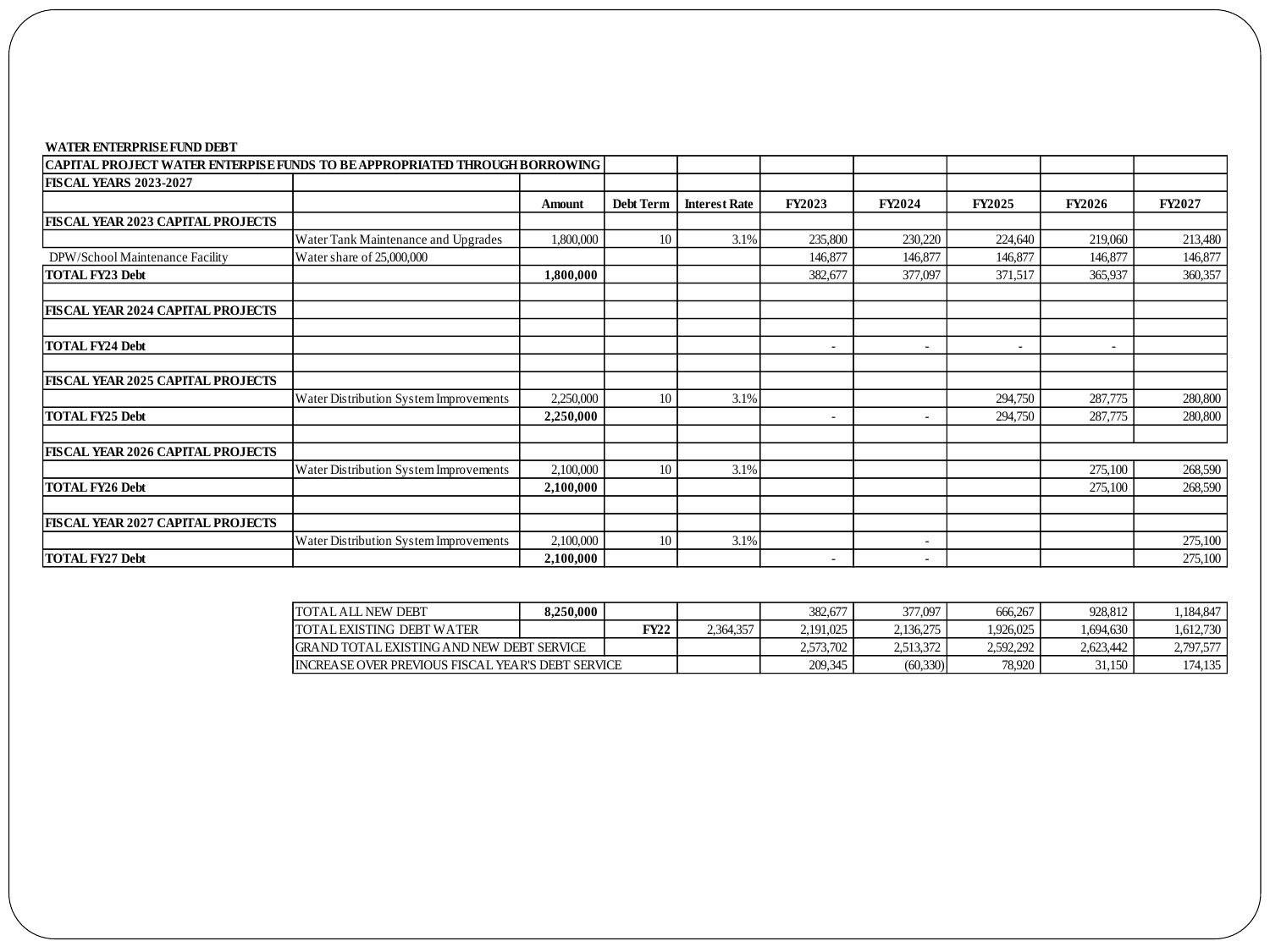**WATER ENTERPRISE FUND DEBT**

| CAPITAL PROJECT WATER ENTERPISE FUNDS TO BE APPROPRIATED THROUGH BORROWING | | | | | | | | | |
|---|---|---|---|---|---|---|---|---|---|
| **FISCAL YEARS 2023-2027** | | | | | | | | | |
| | | **Amount** | **Debt Term** | **Interest Rate** | **FY2023** | **FY2024** | **FY2025** | **FY2026** | **FY2027** |
| **FISCAL YEAR 2023 CAPITAL PROJECTS** | | | | | | | | | |
| | Water Tank Maintenance and Upgrades | 1,800,000 | 10 | 3.1% | 235,800 | 230,220 | 224,640 | 219,060 | 213,480 |
| DPW/School Maintenance Facility | Water share of 25,000,000 | | | | 146,877 | 146,877 | 146,877 | 146,877 | 146,877 |
| **TOTAL FY23 Debt** | | **1,800,000** | | | 382,677 | 377,097 | 371,517 | 365,937 | 360,357 |
| | | | | | | | | | |
| **FISCAL YEAR 2024 CAPITAL PROJECTS** | | | | | | | | | |
| | | | | | | | | | |
| **TOTAL FY24 Debt** | | | | | - | - | - | - | |
| | | | | | | | | | |
| **FISCAL YEAR 2025 CAPITAL PROJECTS** | | | | | | | | | |
| | Water Distribution System Improvements | 2,250,000 | 10 | 3.1% | | | 294,750 | 287,775 | 280,800 |
| **TOTAL FY25 Debt** | | **2,250,000** | | | - | - | 294,750 | 287,775 | 280,800 |
| | | | | | | | | | |
| **FISCAL YEAR 2026 CAPITAL PROJECTS** | | | | | | | | | |
| | Water Distribution System Improvements | 2,100,000 | 10 | 3.1% | | | | 275,100 | 268,590 |
| **TOTAL FY26 Debt** | | **2,100,000** | | | | | | 275,100 | 268,590 |
| | | | | | | | | | |
| **FISCAL YEAR 2027 CAPITAL PROJECTS** | | | | | | | | | |
| | Water Distribution System Improvements | 2,100,000 | 10 | 3.1% | | - | | | 275,100 |
| **TOTAL FY27 Debt** | | **2,100,000** | | | - | - | | | 275,100 |

| | | | | FY2023 | FY2024 | FY2025 | FY2026 | FY2027 |
|---|---|---|---|---|---|---|---|---|
| TOTAL ALL NEW DEBT | **8,250,000** | | | 382,677 | 377,097 | 666,267 | 928,812 | 1,184,847 |
| TOTAL EXISTING DEBT WATER | | **FY22** | 2,364,357 | 2,191,025 | 2,136,275 | 1,926,025 | 1,694,630 | 1,612,730 |
| GRAND TOTAL EXISTING AND NEW DEBT SERVICE | | | | 2,573,702 | 2,513,372 | 2,592,292 | 2,623,442 | 2,797,577 |
| INCREASE OVER PREVIOUS FISCAL YEAR'S DEBT SERVICE | | | | 209,345 | (60,330) | 78,920 | 31,150 | 174,135 |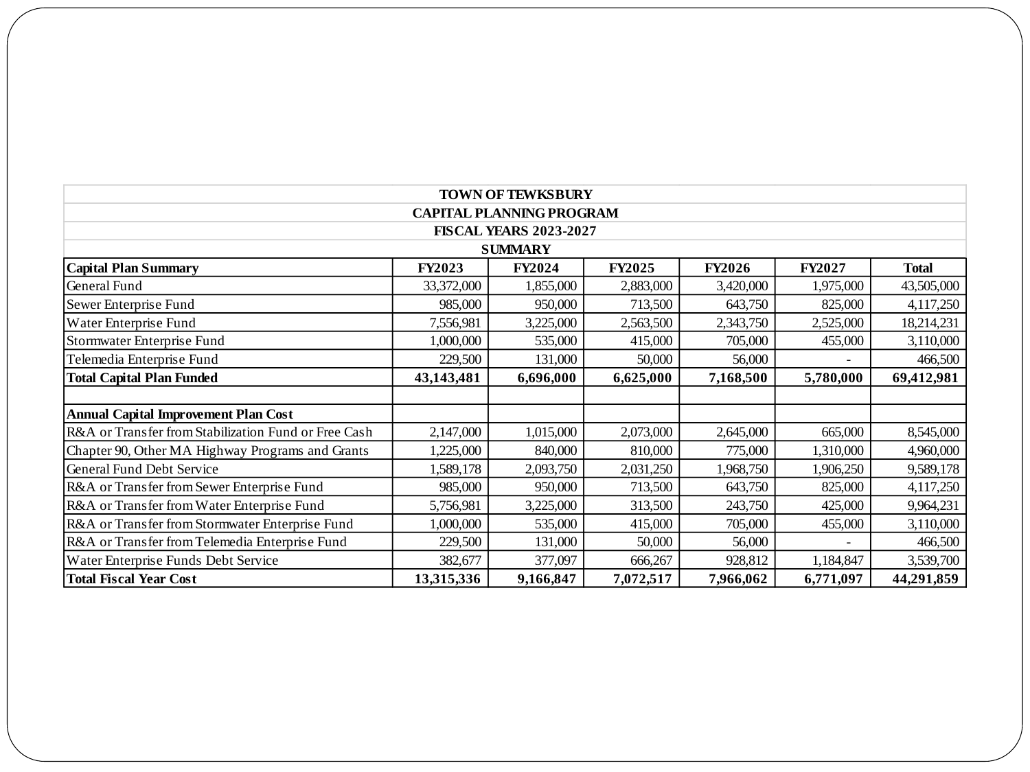# TOWN OF TEWKSBURY
## CAPITAL PLANNING PROGRAM
## FISCAL YEARS 2023-2027
## SUMMARY

| Capital Plan Summary | FY2023 | FY2024 | FY2025 | FY2026 | FY2027 | Total |
|---|---|---|---|---|---|---|
| General Fund | 33,372,000 | 1,855,000 | 2,883,000 | 3,420,000 | 1,975,000 | 43,505,000 |
| Sewer Enterprise Fund | 985,000 | 950,000 | 713,500 | 643,750 | 825,000 | 4,117,250 |
| Water Enterprise Fund | 7,556,981 | 3,225,000 | 2,563,500 | 2,343,750 | 2,525,000 | 18,214,231 |
| Stormwater Enterprise Fund | 1,000,000 | 535,000 | 415,000 | 705,000 | 455,000 | 3,110,000 |
| Telemedia Enterprise Fund | 229,500 | 131,000 | 50,000 | 56,000 | - | 466,500 |
| **Total Capital Plan Funded** | **43,143,481** | **6,696,000** | **6,625,000** | **7,168,500** | **5,780,000** | **69,412,981** |
| | | | | | | |
| **Annual Capital Improvement Plan Cost** | | | | | | |
| R&A or Transfer from Stabilization Fund or Free Cash | 2,147,000 | 1,015,000 | 2,073,000 | 2,645,000 | 665,000 | 8,545,000 |
| Chapter 90, Other MA Highway Programs and Grants | 1,225,000 | 840,000 | 810,000 | 775,000 | 1,310,000 | 4,960,000 |
| General Fund Debt Service | 1,589,178 | 2,093,750 | 2,031,250 | 1,968,750 | 1,906,250 | 9,589,178 |
| R&A or Transfer from Sewer Enterprise Fund | 985,000 | 950,000 | 713,500 | 643,750 | 825,000 | 4,117,250 |
| R&A or Transfer from Water Enterprise Fund | 5,756,981 | 3,225,000 | 313,500 | 243,750 | 425,000 | 9,964,231 |
| R&A or Transfer from Stormwater Enterprise Fund | 1,000,000 | 535,000 | 415,000 | 705,000 | 455,000 | 3,110,000 |
| R&A or Transfer from Telemedia Enterprise Fund | 229,500 | 131,000 | 50,000 | 56,000 | - | 466,500 |
| Water Enterprise Funds Debt Service | 382,677 | 377,097 | 666,267 | 928,812 | 1,184,847 | 3,539,700 |
| **Total Fiscal Year Cost** | **13,315,336** | **9,166,847** | **7,072,517** | **7,966,062** | **6,771,097** | **44,291,859** |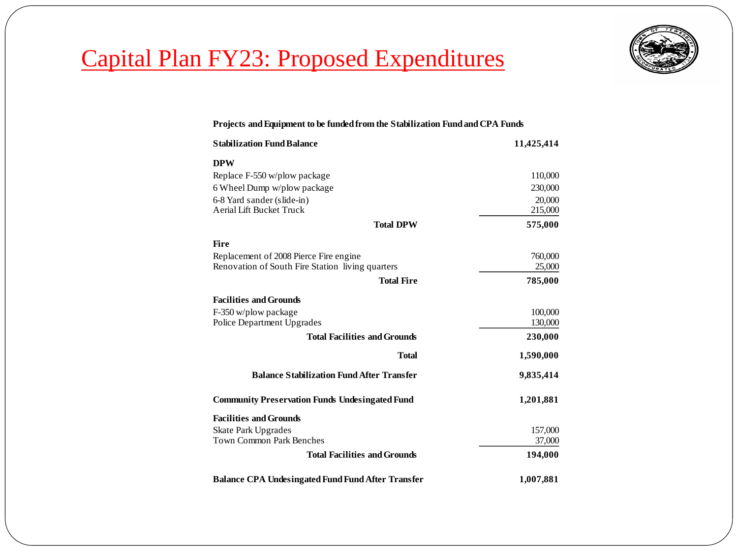# Capital Plan FY23: Proposed Expenditures

**Projects and Equipment to be funded from the Stabilization Fund and CPA Funds**

| | |
|---|---|
| **Stabilization Fund Balance** | **11,425,414** |
| **DPW** | |
| Replace F-550 w/plow package | 110,000 |
| 6 Wheel Dump w/plow package | 230,000 |
| 6-8 Yard sander (slide-in) | 20,000 |
| Aerial Lift Bucket Truck | 215,000 |
| **Total DPW** | **575,000** |
| **Fire** | |
| Replacement of 2008 Pierce Fire engine | 760,000 |
| Renovation of South Fire Station living quarters | 25,000 |
| **Total Fire** | **785,000** |
| **Facilities and Grounds** | |
| F-350 w/plow package | 100,000 |
| Police Department Upgrades | 130,000 |
| **Total Facilities and Grounds** | **230,000** |
| **Total** | **1,590,000** |
| **Balance Stabilization Fund After Transfer** | **9,835,414** |
| **Community Preservation Funds Undesingated Fund** | **1,201,881** |
| **Facilities and Grounds** | |
| Skate Park Upgrades | 157,000 |
| Town Common Park Benches | 37,000 |
| **Total Facilities and Grounds** | **194,000** |
| **Balance CPA Undesingated Fund Fund After Transfer** | **1,007,881** |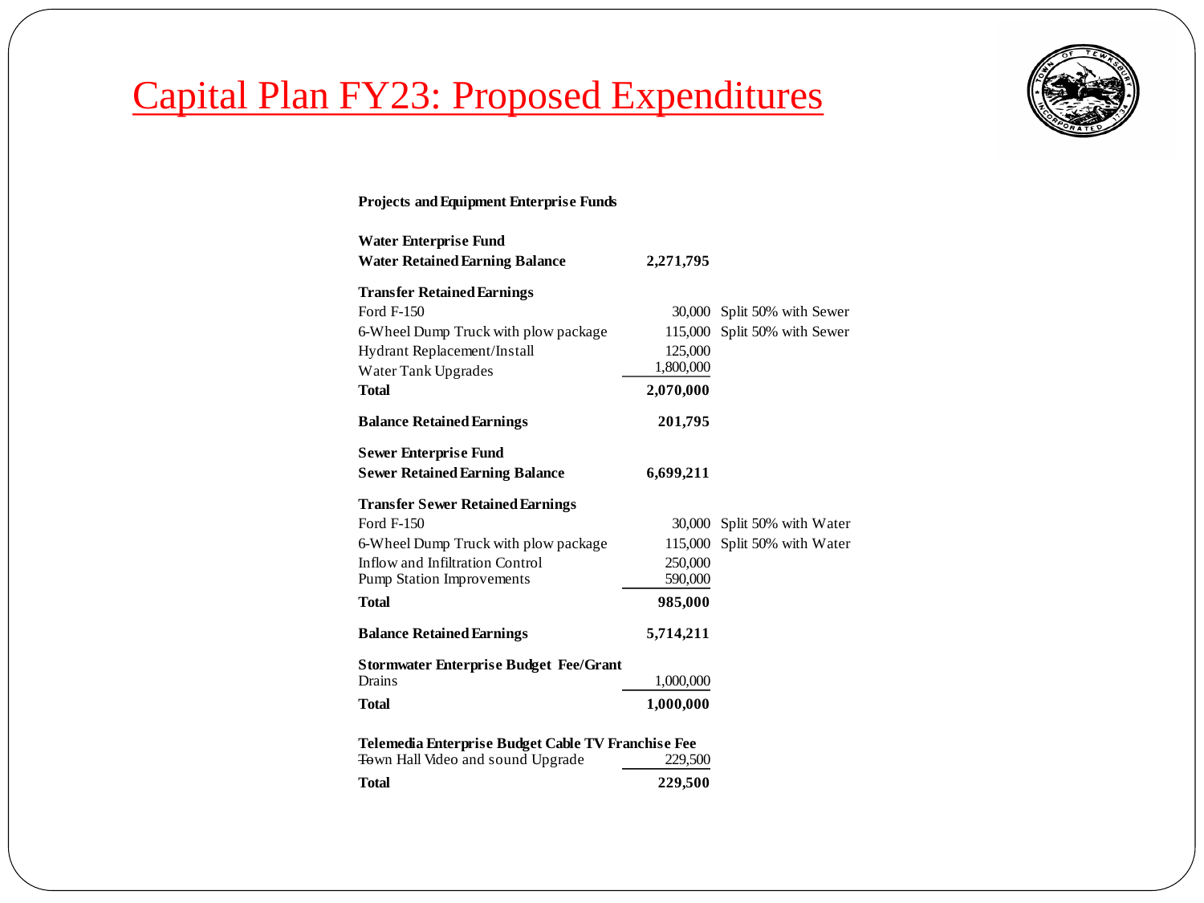# Capital Plan FY23: Proposed Expenditures

**Projects and Equipment Enterprise Funds**

| | | |
|---|---|---|
| **Water Enterprise Fund** | | |
| **Water Retained Earning Balance** | **2,271,795** | |
| **Transfer Retained Earnings** | | |
| Ford F-150 | 30,000 | Split 50% with Sewer |
| 6-Wheel Dump Truck with plow package | 115,000 | Split 50% with Sewer |
| Hydrant Replacement/Install | 125,000 | |
| Water Tank Upgrades | 1,800,000 | |
| **Total** | **2,070,000** | |
| **Balance Retained Earnings** | **201,795** | |
| **Sewer Enterprise Fund** | | |
| **Sewer Retained Earning Balance** | **6,699,211** | |
| **Transfer Sewer Retained Earnings** | | |
| Ford F-150 | 30,000 | Split 50% with Water |
| 6-Wheel Dump Truck with plow package | 115,000 | Split 50% with Water |
| Inflow and Infiltration Control | 250,000 | |
| Pump Station Improvements | 590,000 | |
| **Total** | **985,000** | |
| **Balance Retained Earnings** | **5,714,211** | |
| **Stormwater Enterprise Budget Fee/Grant** | | |
| Drains | 1,000,000 | |
| **Total** | **1,000,000** | |
| **Telemedia Enterprise Budget Cable TV Franchise Fee** | | |
| Town Hall Video and sound Upgrade | 229,500 | |
| **Total** | **229,500** | |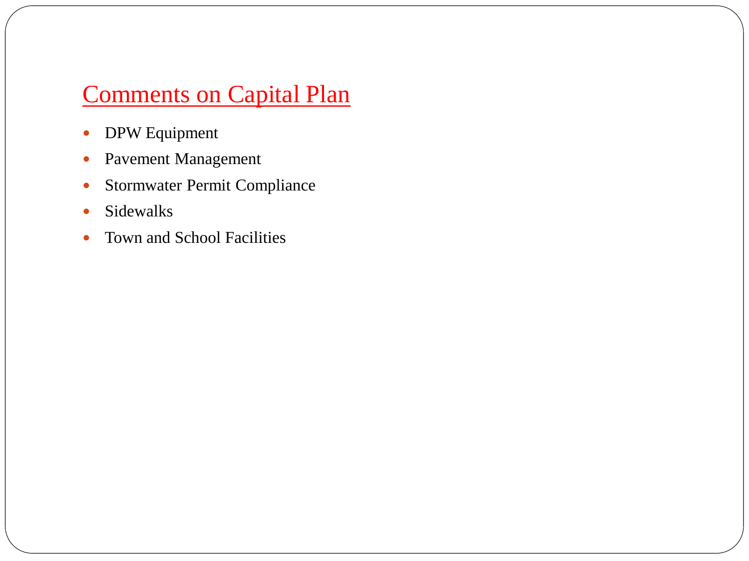## Comments on Capital Plan

- DPW Equipment
- Pavement Management
- Stormwater Permit Compliance
- Sidewalks
- Town and School Facilities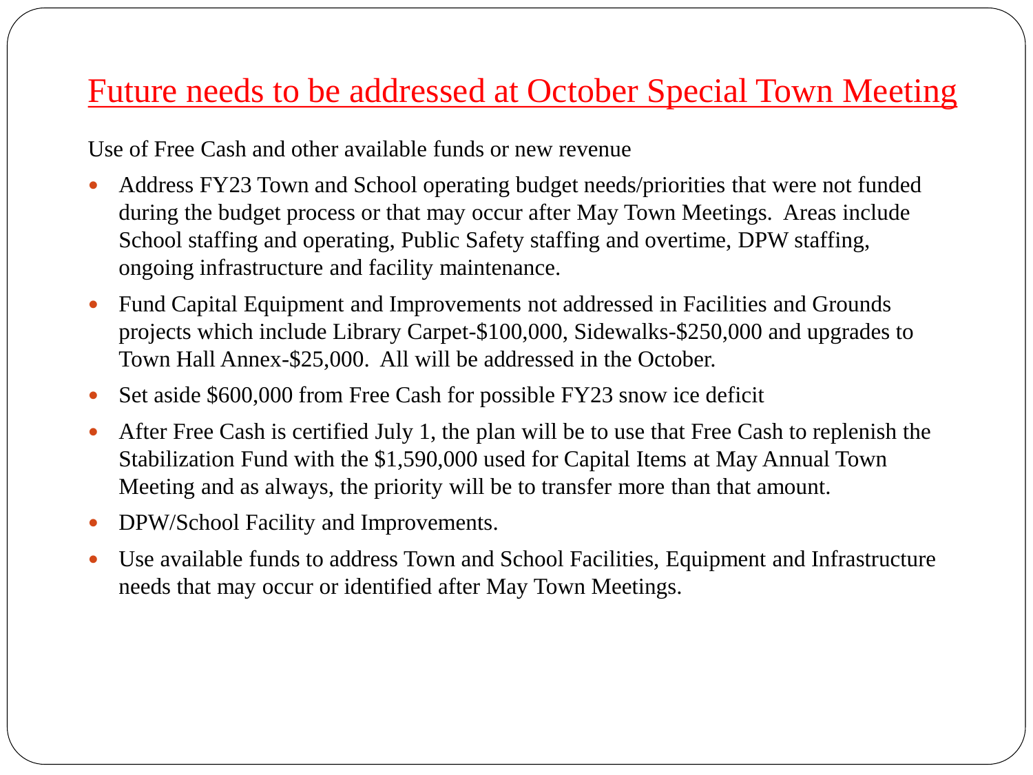# Future needs to be addressed at October Special Town Meeting

Use of Free Cash and other available funds or new revenue

- Address FY23 Town and School operating budget needs/priorities that were not funded during the budget process or that may occur after May Town Meetings. Areas include School staffing and operating, Public Safety staffing and overtime, DPW staffing, ongoing infrastructure and facility maintenance.
- Fund Capital Equipment and Improvements not addressed in Facilities and Grounds projects which include Library Carpet-$100,000, Sidewalks-$250,000 and upgrades to Town Hall Annex-$25,000. All will be addressed in the October.
- Set aside $600,000 from Free Cash for possible FY23 snow ice deficit
- After Free Cash is certified July 1, the plan will be to use that Free Cash to replenish the Stabilization Fund with the $1,590,000 used for Capital Items at May Annual Town Meeting and as always, the priority will be to transfer more than that amount.
- DPW/School Facility and Improvements.
- Use available funds to address Town and School Facilities, Equipment and Infrastructure needs that may occur or identified after May Town Meetings.